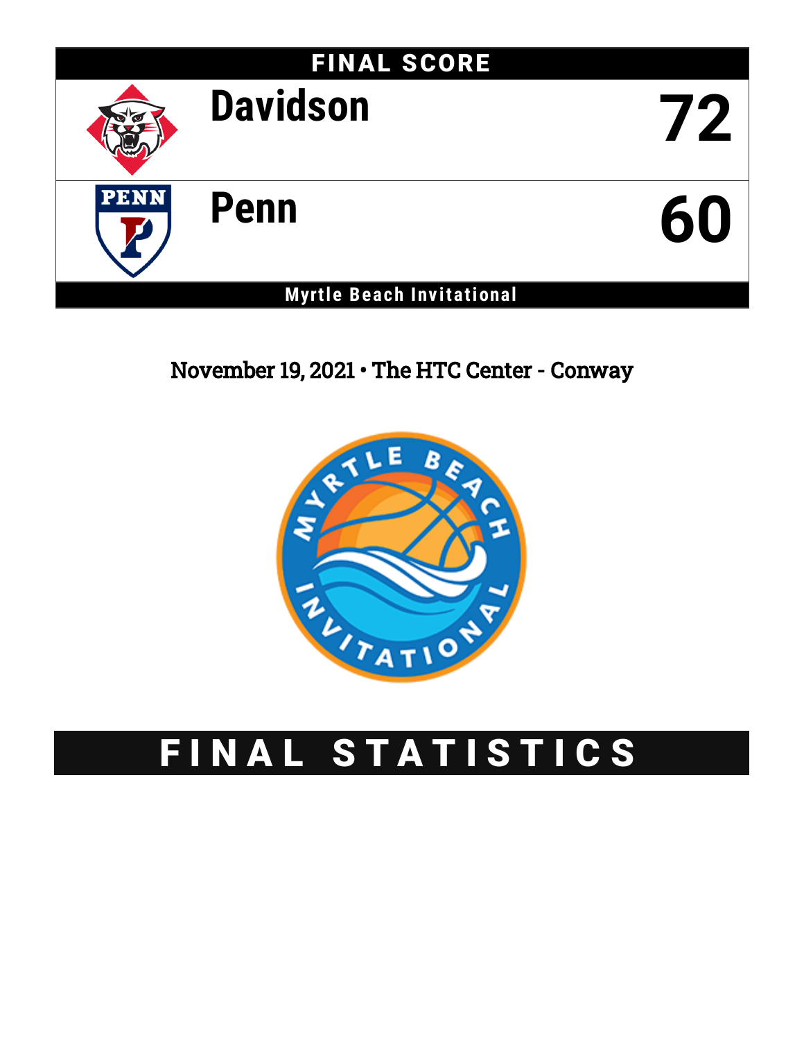# FINAL SCORE

| | |
|---|---|
| Davidson | 72 |
| Penn | 60 |

**Myrtle Beach Invitational**

November 19, 2021 • The HTC Center - Conway

# FINAL STATISTICS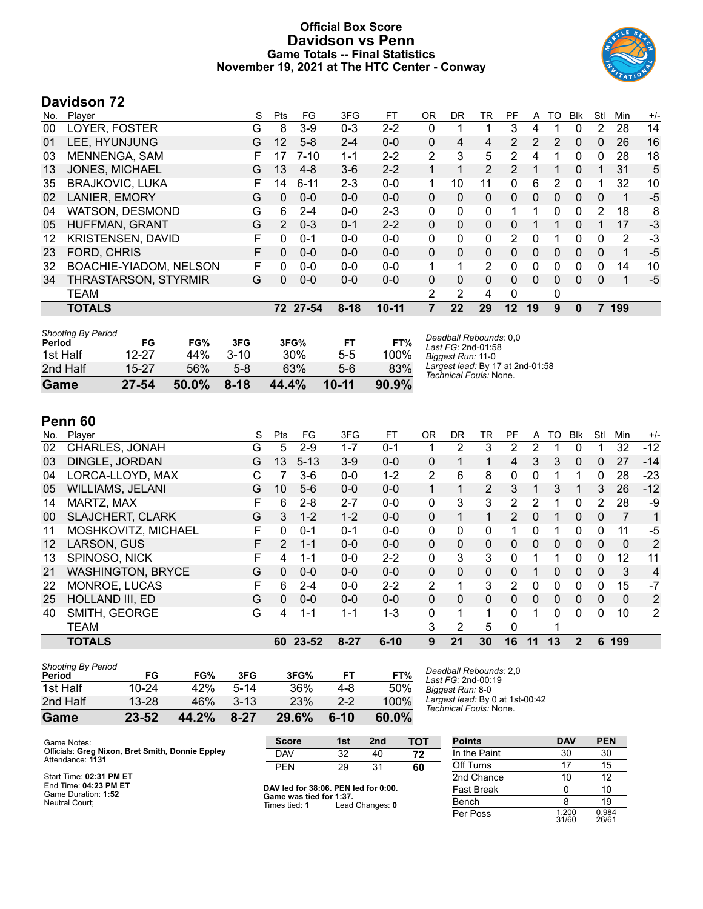# Official Box Score
# Davidson vs Penn
## Game Totals -- Final Statistics
## November 19, 2021 at The HTC Center - Conway

## Davidson 72

| No. | Player | S | Pts | FG | 3FG | FT | OR | DR | TR | PF | A | TO | Blk | Stl | Min | +/- |
|---|---|---|---|---|---|---|---|---|---|---|---|---|---|---|---|---|
| 00 | LOYER, FOSTER | G | 8 | 3-9 | 0-3 | 2-2 | 0 | 1 | 1 | 3 | 4 | 1 | 0 | 2 | 28 | 14 |
| 01 | LEE, HYUNJUNG | G | 12 | 5-8 | 2-4 | 0-0 | 0 | 4 | 4 | 2 | 2 | 2 | 0 | 0 | 26 | 16 |
| 03 | MENNENGA, SAM | F | 17 | 7-10 | 1-1 | 2-2 | 2 | 3 | 5 | 2 | 4 | 1 | 0 | 0 | 28 | 18 |
| 13 | JONES, MICHAEL | G | 13 | 4-8 | 3-6 | 2-2 | 1 | 1 | 2 | 2 | 1 | 1 | 0 | 1 | 31 | 5 |
| 35 | BRAJKOVIC, LUKA | F | 14 | 6-11 | 2-3 | 0-0 | 1 | 10 | 11 | 0 | 6 | 2 | 0 | 1 | 32 | 10 |
| 02 | LANIER, EMORY | G | 0 | 0-0 | 0-0 | 0-0 | 0 | 0 | 0 | 0 | 0 | 0 | 0 | 0 | 1 | -5 |
| 04 | WATSON, DESMOND | G | 6 | 2-4 | 0-0 | 2-3 | 0 | 0 | 0 | 1 | 1 | 0 | 0 | 2 | 18 | 8 |
| 05 | HUFFMAN, GRANT | G | 2 | 0-3 | 0-1 | 2-2 | 0 | 0 | 0 | 0 | 1 | 1 | 0 | 1 | 17 | -3 |
| 12 | KRISTENSEN, DAVID | F | 0 | 0-1 | 0-0 | 0-0 | 0 | 0 | 0 | 2 | 0 | 1 | 0 | 0 | 2 | -3 |
| 23 | FORD, CHRIS | F | 0 | 0-0 | 0-0 | 0-0 | 0 | 0 | 0 | 0 | 0 | 0 | 0 | 0 | 1 | -5 |
| 32 | BOACHIE-YIADOM, NELSON | F | 0 | 0-0 | 0-0 | 0-0 | 1 | 1 | 2 | 0 | 0 | 0 | 0 | 0 | 14 | 10 |
| 34 | THRASTARSON, STYRMIR | G | 0 | 0-0 | 0-0 | 0-0 | 0 | 0 | 0 | 0 | 0 | 0 | 0 | 0 | 1 | -5 |
| | TEAM | | | | | | 2 | 2 | 4 | 0 | | 0 | | | | |
| | **TOTALS** | | **72** | **27-54** | **8-18** | **10-11** | **7** | **22** | **29** | **12** | **19** | **9** | **0** | **7** | **199** | |

*Shooting By Period*

| Period | FG | FG% | 3FG | 3FG% | FT | FT% |
|---|---|---|---|---|---|---|
| 1st Half | 12-27 | 44% | 3-10 | 30% | 5-5 | 100% |
| 2nd Half | 15-27 | 56% | 5-8 | 63% | 5-6 | 83% |
| **Game** | **27-54** | **50.0%** | **8-18** | **44.4%** | **10-11** | **90.9%** |

*Deadball Rebounds:* 0,0
*Last FG:* 2nd-01:58
*Biggest Run:* 11-0
*Largest lead:* By 17 at 2nd-01:58
*Technical Fouls:* None.

## Penn 60

| No. | Player | S | Pts | FG | 3FG | FT | OR | DR | TR | PF | A | TO | Blk | Stl | Min | +/- |
|---|---|---|---|---|---|---|---|---|---|---|---|---|---|---|---|---|
| 02 | CHARLES, JONAH | G | 5 | 2-9 | 1-7 | 0-1 | 1 | 2 | 3 | 2 | 2 | 1 | 0 | 1 | 32 | -12 |
| 03 | DINGLE, JORDAN | G | 13 | 5-13 | 3-9 | 0-0 | 0 | 1 | 1 | 4 | 3 | 3 | 0 | 0 | 27 | -14 |
| 04 | LORCA-LLOYD, MAX | C | 7 | 3-6 | 0-0 | 1-2 | 2 | 6 | 8 | 0 | 0 | 1 | 1 | 0 | 28 | -23 |
| 05 | WILLIAMS, JELANI | G | 10 | 5-6 | 0-0 | 0-0 | 1 | 1 | 2 | 3 | 1 | 3 | 1 | 3 | 26 | -12 |
| 14 | MARTZ, MAX | F | 6 | 2-8 | 2-7 | 0-0 | 0 | 3 | 3 | 2 | 2 | 1 | 0 | 2 | 28 | -9 |
| 00 | SLAJCHERT, CLARK | G | 3 | 1-2 | 1-2 | 0-0 | 0 | 1 | 1 | 2 | 0 | 1 | 0 | 0 | 7 | 1 |
| 11 | MOSHKOVITZ, MICHAEL | F | 0 | 0-1 | 0-1 | 0-0 | 0 | 0 | 0 | 1 | 0 | 1 | 0 | 0 | 11 | -5 |
| 12 | LARSON, GUS | F | 2 | 1-1 | 0-0 | 0-0 | 0 | 0 | 0 | 0 | 0 | 0 | 0 | 0 | 0 | 2 |
| 13 | SPINOSO, NICK | F | 4 | 1-1 | 0-0 | 2-2 | 0 | 3 | 3 | 0 | 1 | 1 | 0 | 0 | 12 | 11 |
| 21 | WASHINGTON, BRYCE | G | 0 | 0-0 | 0-0 | 0-0 | 0 | 0 | 0 | 0 | 1 | 0 | 0 | 0 | 3 | 4 |
| 22 | MONROE, LUCAS | F | 6 | 2-4 | 0-0 | 2-2 | 2 | 1 | 3 | 2 | 0 | 0 | 0 | 0 | 15 | -7 |
| 25 | HOLLAND III, ED | G | 0 | 0-0 | 0-0 | 0-0 | 0 | 0 | 0 | 0 | 0 | 0 | 0 | 0 | 0 | 2 |
| 40 | SMITH, GEORGE | G | 4 | 1-1 | 1-1 | 1-3 | 0 | 1 | 1 | 0 | 1 | 0 | 0 | 0 | 10 | 2 |
| | TEAM | | | | | | 3 | 2 | 5 | 0 | | 1 | | | | |
| | **TOTALS** | | **60** | **23-52** | **8-27** | **6-10** | **9** | **21** | **30** | **16** | **11** | **13** | **2** | **6** | **199** | |

*Shooting By Period*

| Period | FG | FG% | 3FG | 3FG% | FT | FT% |
|---|---|---|---|---|---|---|
| 1st Half | 10-24 | 42% | 5-14 | 36% | 4-8 | 50% |
| 2nd Half | 13-28 | 46% | 3-13 | 23% | 2-2 | 100% |
| **Game** | **23-52** | **44.2%** | **8-27** | **29.6%** | **6-10** | **60.0%** |

*Deadball Rebounds:* 2,0
*Last FG:* 2nd-00:19
*Biggest Run:* 8-0
*Largest lead:* By 0 at 1st-00:42
*Technical Fouls:* None.

Game Notes:
Officials: **Greg Nixon, Bret Smith, Donnie Eppley**
Attendance: **1131**

Start Time: **02:31 PM ET**
End Time: **04:23 PM ET**
Game Duration: **1:52**
Neutral Court;

| Score | 1st | 2nd | TOT |
|---|---|---|---|
| DAV | 32 | 40 | **72** |
| PEN | 29 | 31 | **60** |

**DAV led for 38:06. PEN led for 0:00.**
**Game was tied for 1:37.**
Times tied: **1** Lead Changes: **0**

| Points | DAV | PEN |
|---|---|---|
| In the Paint | 30 | 30 |
| Off Turns | 17 | 15 |
| 2nd Chance | 10 | 12 |
| Fast Break | 0 | 10 |
| Bench | 8 | 19 |
| Per Poss | 1.200 31/60 | 0.984 26/61 |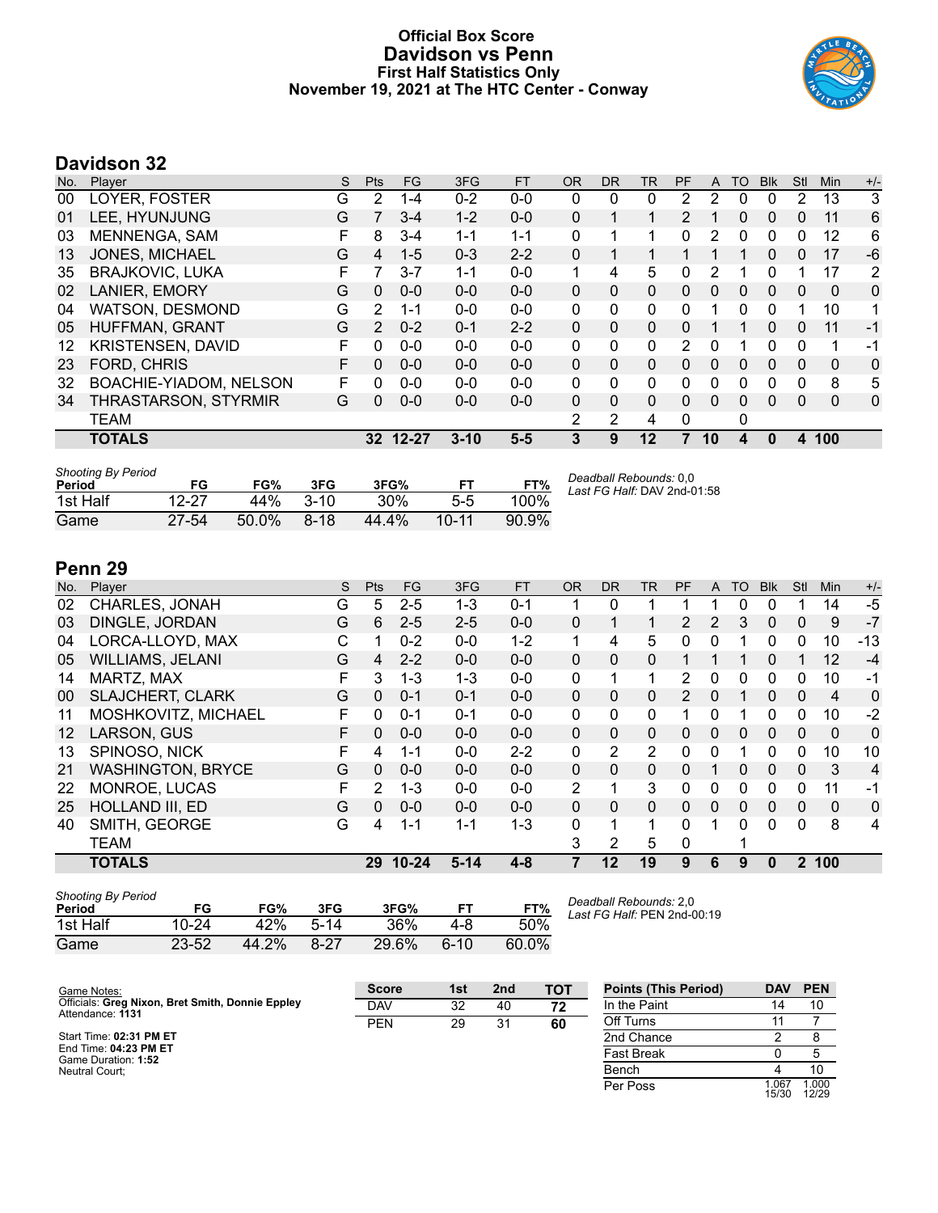# Official Box Score
# Davidson vs Penn
### First Half Statistics Only
### November 19, 2021 at The HTC Center - Conway

## Davidson 32

| No. | Player | S | Pts | FG | 3FG | FT | OR | DR | TR | PF | A | TO | Blk | Stl | Min | +/- |
|---|---|---|---|---|---|---|---|---|---|---|---|---|---|---|---|---|
| 00 | LOYER, FOSTER | G | 2 | 1-4 | 0-2 | 0-0 | 0 | 0 | 0 | 2 | 2 | 0 | 0 | 2 | 13 | 3 |
| 01 | LEE, HYUNJUNG | G | 7 | 3-4 | 1-2 | 0-0 | 0 | 1 | 1 | 2 | 1 | 0 | 0 | 0 | 11 | 6 |
| 03 | MENNENGA, SAM | F | 8 | 3-4 | 1-1 | 1-1 | 0 | 1 | 1 | 0 | 2 | 0 | 0 | 0 | 12 | 6 |
| 13 | JONES, MICHAEL | G | 4 | 1-5 | 0-3 | 2-2 | 0 | 1 | 1 | 1 | 1 | 1 | 0 | 0 | 17 | -6 |
| 35 | BRAJKOVIC, LUKA | F | 7 | 3-7 | 1-1 | 0-0 | 1 | 4 | 5 | 0 | 2 | 1 | 0 | 1 | 17 | 2 |
| 02 | LANIER, EMORY | G | 0 | 0-0 | 0-0 | 0-0 | 0 | 0 | 0 | 0 | 0 | 0 | 0 | 0 | 0 | 0 |
| 04 | WATSON, DESMOND | G | 2 | 1-1 | 0-0 | 0-0 | 0 | 0 | 0 | 0 | 1 | 0 | 0 | 1 | 10 | 1 |
| 05 | HUFFMAN, GRANT | G | 2 | 0-2 | 0-1 | 2-2 | 0 | 0 | 0 | 0 | 1 | 1 | 0 | 0 | 11 | -1 |
| 12 | KRISTENSEN, DAVID | F | 0 | 0-0 | 0-0 | 0-0 | 0 | 0 | 0 | 2 | 0 | 1 | 0 | 0 | 1 | -1 |
| 23 | FORD, CHRIS | F | 0 | 0-0 | 0-0 | 0-0 | 0 | 0 | 0 | 0 | 0 | 0 | 0 | 0 | 0 | 0 |
| 32 | BOACHIE-YIADOM, NELSON | F | 0 | 0-0 | 0-0 | 0-0 | 0 | 0 | 0 | 0 | 0 | 0 | 0 | 0 | 8 | 5 |
| 34 | THRASTARSON, STYRMIR | G | 0 | 0-0 | 0-0 | 0-0 | 0 | 0 | 0 | 0 | 0 | 0 | 0 | 0 | 0 | 0 |
| | TEAM | | | | | | 2 | 2 | 4 | 0 | | 0 | | | | |
| | **TOTALS** | | **32** | **12-27** | **3-10** | **5-5** | **3** | **9** | **12** | **7** | **10** | **4** | **0** | **4** | **100** | |

*Shooting By Period*

| Period | FG | FG% | 3FG | 3FG% | FT | FT% |
|---|---|---|---|---|---|---|
| 1st Half | 12-27 | 44% | 3-10 | 30% | 5-5 | 100% |
| Game | 27-54 | 50.0% | 8-18 | 44.4% | 10-11 | 90.9% |

*Deadball Rebounds:* 0,0
*Last FG Half:* DAV 2nd-01:58

## Penn 29

| No. | Player | S | Pts | FG | 3FG | FT | OR | DR | TR | PF | A | TO | Blk | Stl | Min | +/- |
|---|---|---|---|---|---|---|---|---|---|---|---|---|---|---|---|---|
| 02 | CHARLES, JONAH | G | 5 | 2-5 | 1-3 | 0-1 | 1 | 0 | 1 | 1 | 1 | 0 | 0 | 1 | 14 | -5 |
| 03 | DINGLE, JORDAN | G | 6 | 2-5 | 2-5 | 0-0 | 0 | 1 | 1 | 2 | 2 | 3 | 0 | 0 | 9 | -7 |
| 04 | LORCA-LLOYD, MAX | C | 1 | 0-2 | 0-0 | 1-2 | 1 | 4 | 5 | 0 | 0 | 1 | 0 | 0 | 10 | -13 |
| 05 | WILLIAMS, JELANI | G | 4 | 2-2 | 0-0 | 0-0 | 0 | 0 | 0 | 1 | 1 | 1 | 0 | 1 | 12 | -4 |
| 14 | MARTZ, MAX | F | 3 | 1-3 | 1-3 | 0-0 | 0 | 1 | 1 | 2 | 0 | 0 | 0 | 0 | 10 | -1 |
| 00 | SLAJCHERT, CLARK | G | 0 | 0-1 | 0-1 | 0-0 | 0 | 0 | 0 | 2 | 0 | 1 | 0 | 0 | 4 | 0 |
| 11 | MOSHKOVITZ, MICHAEL | F | 0 | 0-1 | 0-1 | 0-0 | 0 | 0 | 0 | 1 | 0 | 1 | 0 | 0 | 10 | -2 |
| 12 | LARSON, GUS | F | 0 | 0-0 | 0-0 | 0-0 | 0 | 0 | 0 | 0 | 0 | 0 | 0 | 0 | 0 | 0 |
| 13 | SPINOSO, NICK | F | 4 | 1-1 | 0-0 | 2-2 | 0 | 2 | 2 | 0 | 0 | 1 | 0 | 0 | 10 | 10 |
| 21 | WASHINGTON, BRYCE | G | 0 | 0-0 | 0-0 | 0-0 | 0 | 0 | 0 | 0 | 1 | 0 | 0 | 0 | 3 | 4 |
| 22 | MONROE, LUCAS | F | 2 | 1-3 | 0-0 | 0-0 | 2 | 1 | 3 | 0 | 0 | 0 | 0 | 0 | 11 | -1 |
| 25 | HOLLAND III, ED | G | 0 | 0-0 | 0-0 | 0-0 | 0 | 0 | 0 | 0 | 0 | 0 | 0 | 0 | 0 | 0 |
| 40 | SMITH, GEORGE | G | 4 | 1-1 | 1-1 | 1-3 | 0 | 1 | 1 | 0 | 1 | 0 | 0 | 0 | 8 | 4 |
| | TEAM | | | | | | 3 | 2 | 5 | 0 | | 1 | | | | |
| | **TOTALS** | | **29** | **10-24** | **5-14** | **4-8** | **7** | **12** | **19** | **9** | **6** | **9** | **0** | **2** | **100** | |

*Shooting By Period*

| Period | FG | FG% | 3FG | 3FG% | FT | FT% |
|---|---|---|---|---|---|---|
| 1st Half | 10-24 | 42% | 5-14 | 36% | 4-8 | 50% |
| Game | 23-52 | 44.2% | 8-27 | 29.6% | 6-10 | 60.0% |

*Deadball Rebounds:* 2,0
*Last FG Half:* PEN 2nd-00:19

Game Notes:
Officials: **Greg Nixon, Bret Smith, Donnie Eppley**
Attendance: **1131**

Start Time: **02:31 PM ET**
End Time: **04:23 PM ET**
Game Duration: **1:52**
Neutral Court;

| Score | 1st | 2nd | TOT |
|---|---|---|---|
| DAV | 32 | 40 | **72** |
| PEN | 29 | 31 | **60** |

| Points (This Period) | DAV | PEN |
|---|---|---|
| In the Paint | 14 | 10 |
| Off Turns | 11 | 7 |
| 2nd Chance | 2 | 8 |
| Fast Break | 0 | 5 |
| Bench | 4 | 10 |
| Per Poss | 1.067 15/30 | 1.000 12/29 |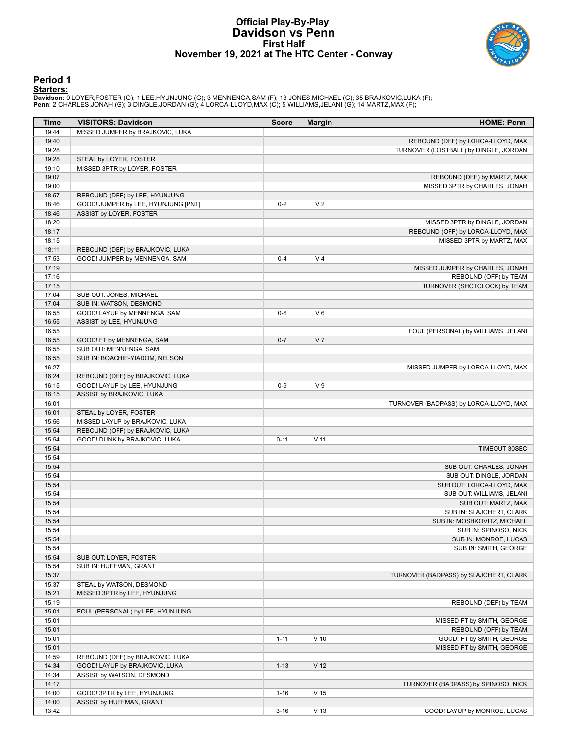# Official Play-By-Play
# Davidson vs Penn
## First Half
## November 19, 2021 at The HTC Center - Conway

### Period 1

**Starters:**

**Davidson**: 0 LOYER,FOSTER (G); 1 LEE,HYUNJUNG (G); 3 MENNENGA,SAM (F); 13 JONES,MICHAEL (G); 35 BRAJKOVIC,LUKA (F);
**Penn**: 2 CHARLES,JONAH (G); 3 DINGLE,JORDAN (G); 4 LORCA-LLOYD,MAX (C); 5 WILLIAMS,JELANI (G); 14 MARTZ,MAX (F);

| Time | VISITORS: Davidson | Score | Margin | HOME: Penn |
|---|---|---|---|---|
| 19:44 | MISSED JUMPER by BRAJKOVIC, LUKA | | | |
| 19:40 | | | | REBOUND (DEF) by LORCA-LLOYD, MAX |
| 19:28 | | | | TURNOVER (LOSTBALL) by DINGLE, JORDAN |
| 19:28 | STEAL by LOYER, FOSTER | | | |
| 19:10 | MISSED 3PTR by LOYER, FOSTER | | | |
| 19:07 | | | | REBOUND (DEF) by MARTZ, MAX |
| 19:00 | | | | MISSED 3PTR by CHARLES, JONAH |
| 18:57 | REBOUND (DEF) by LEE, HYUNJUNG | | | |
| 18:46 | GOOD! JUMPER by LEE, HYUNJUNG [PNT] | 0-2 | V 2 | |
| 18:46 | ASSIST by LOYER, FOSTER | | | |
| 18:20 | | | | MISSED 3PTR by DINGLE, JORDAN |
| 18:17 | | | | REBOUND (OFF) by LORCA-LLOYD, MAX |
| 18:15 | | | | MISSED 3PTR by MARTZ, MAX |
| 18:11 | REBOUND (DEF) by BRAJKOVIC, LUKA | | | |
| 17:53 | GOOD! JUMPER by MENNENGA, SAM | 0-4 | V 4 | |
| 17:19 | | | | MISSED JUMPER by CHARLES, JONAH |
| 17:16 | | | | REBOUND (OFF) by TEAM |
| 17:15 | | | | TURNOVER (SHOTCLOCK) by TEAM |
| 17:04 | SUB OUT: JONES, MICHAEL | | | |
| 17:04 | SUB IN: WATSON, DESMOND | | | |
| 16:55 | GOOD! LAYUP by MENNENGA, SAM | 0-6 | V 6 | |
| 16:55 | ASSIST by LEE, HYUNJUNG | | | |
| 16:55 | | | | FOUL (PERSONAL) by WILLIAMS, JELANI |
| 16:55 | GOOD! FT by MENNENGA, SAM | 0-7 | V 7 | |
| 16:55 | SUB OUT: MENNENGA, SAM | | | |
| 16:55 | SUB IN: BOACHIE-YIADOM, NELSON | | | |
| 16:27 | | | | MISSED JUMPER by LORCA-LLOYD, MAX |
| 16:24 | REBOUND (DEF) by BRAJKOVIC, LUKA | | | |
| 16:15 | GOOD! LAYUP by LEE, HYUNJUNG | 0-9 | V 9 | |
| 16:15 | ASSIST by BRAJKOVIC, LUKA | | | |
| 16:01 | | | | TURNOVER (BADPASS) by LORCA-LLOYD, MAX |
| 16:01 | STEAL by LOYER, FOSTER | | | |
| 15:56 | MISSED LAYUP by BRAJKOVIC, LUKA | | | |
| 15:54 | REBOUND (OFF) by BRAJKOVIC, LUKA | | | |
| 15:54 | GOOD! DUNK by BRAJKOVIC, LUKA | 0-11 | V 11 | |
| 15:54 | | | | TIMEOUT 30SEC |
| 15:54 | | | | |
| 15:54 | | | | SUB OUT: CHARLES, JONAH |
| 15:54 | | | | SUB OUT: DINGLE, JORDAN |
| 15:54 | | | | SUB OUT: LORCA-LLOYD, MAX |
| 15:54 | | | | SUB OUT: WILLIAMS, JELANI |
| 15:54 | | | | SUB OUT: MARTZ, MAX |
| 15:54 | | | | SUB IN: SLAJCHERT, CLARK |
| 15:54 | | | | SUB IN: MOSHKOVITZ, MICHAEL |
| 15:54 | | | | SUB IN: SPINOSO, NICK |
| 15:54 | | | | SUB IN: MONROE, LUCAS |
| 15:54 | | | | SUB IN: SMITH, GEORGE |
| 15:54 | SUB OUT: LOYER, FOSTER | | | |
| 15:54 | SUB IN: HUFFMAN, GRANT | | | |
| 15:37 | | | | TURNOVER (BADPASS) by SLAJCHERT, CLARK |
| 15:37 | STEAL by WATSON, DESMOND | | | |
| 15:21 | MISSED 3PTR by LEE, HYUNJUNG | | | |
| 15:19 | | | | REBOUND (DEF) by TEAM |
| 15:01 | FOUL (PERSONAL) by LEE, HYUNJUNG | | | |
| 15:01 | | | | MISSED FT by SMITH, GEORGE |
| 15:01 | | | | REBOUND (OFF) by TEAM |
| 15:01 | | 1-11 | V 10 | GOOD! FT by SMITH, GEORGE |
| 15:01 | | | | MISSED FT by SMITH, GEORGE |
| 14:59 | REBOUND (DEF) by BRAJKOVIC, LUKA | | | |
| 14:34 | GOOD! LAYUP by BRAJKOVIC, LUKA | 1-13 | V 12 | |
| 14:34 | ASSIST by WATSON, DESMOND | | | |
| 14:17 | | | | TURNOVER (BADPASS) by SPINOSO, NICK |
| 14:00 | GOOD! 3PTR by LEE, HYUNJUNG | 1-16 | V 15 | |
| 14:00 | ASSIST by HUFFMAN, GRANT | | | |
| 13:42 | | 3-16 | V 13 | GOOD! LAYUP by MONROE, LUCAS |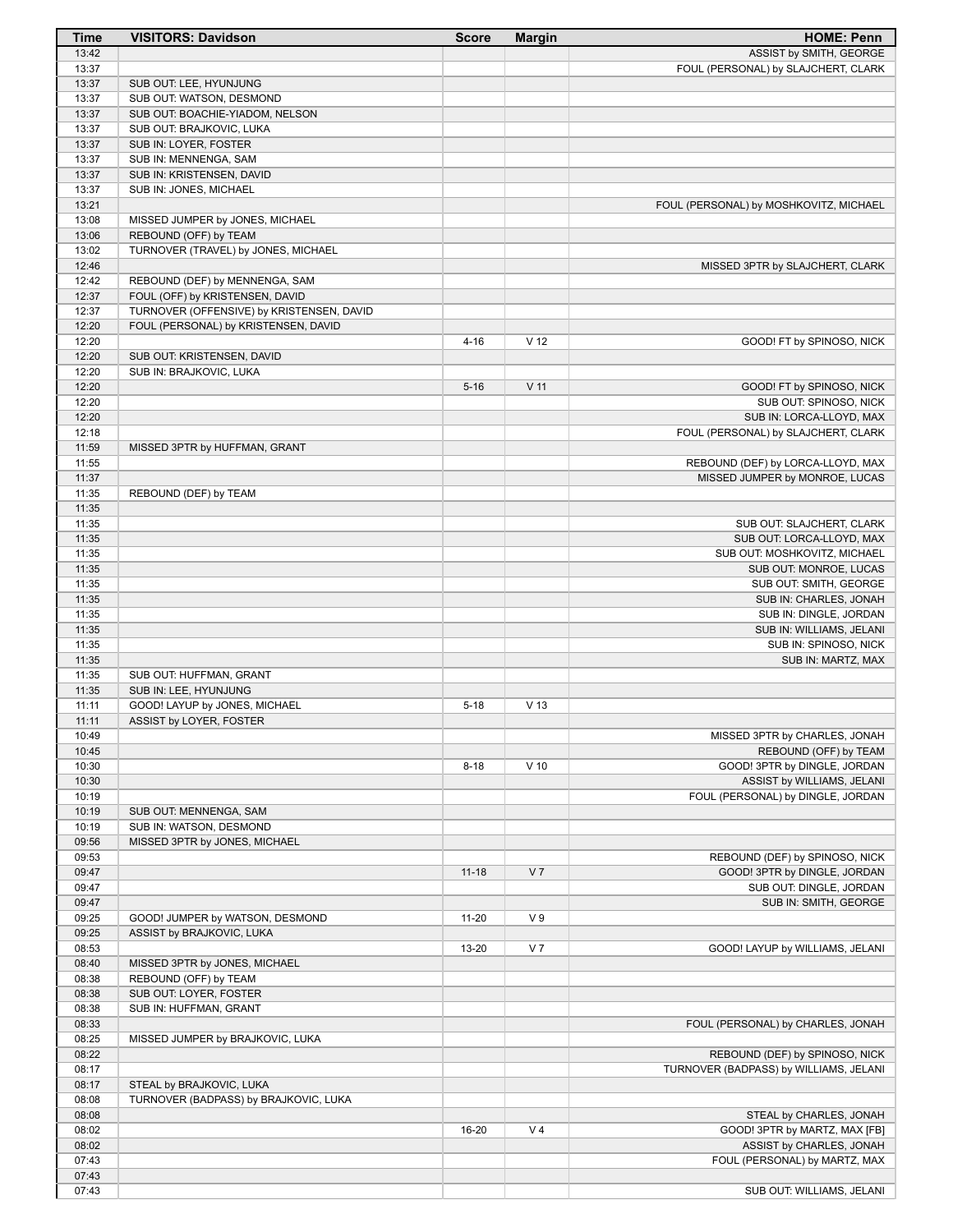| Time | VISITORS: Davidson | Score | Margin | HOME: Penn |
|---|---|---|---|---|
| 13:42 | | | | ASSIST by SMITH, GEORGE |
| 13:37 | | | | FOUL (PERSONAL) by SLAJCHERT, CLARK |
| 13:37 | SUB OUT: LEE, HYUNJUNG | | | |
| 13:37 | SUB OUT: WATSON, DESMOND | | | |
| 13:37 | SUB OUT: BOACHIE-YIADOM, NELSON | | | |
| 13:37 | SUB OUT: BRAJKOVIC, LUKA | | | |
| 13:37 | SUB IN: LOYER, FOSTER | | | |
| 13:37 | SUB IN: MENNENGA, SAM | | | |
| 13:37 | SUB IN: KRISTENSEN, DAVID | | | |
| 13:37 | SUB IN: JONES, MICHAEL | | | |
| 13:21 | | | | FOUL (PERSONAL) by MOSHKOVITZ, MICHAEL |
| 13:08 | MISSED JUMPER by JONES, MICHAEL | | | |
| 13:06 | REBOUND (OFF) by TEAM | | | |
| 13:02 | TURNOVER (TRAVEL) by JONES, MICHAEL | | | |
| 12:46 | | | | MISSED 3PTR by SLAJCHERT, CLARK |
| 12:42 | REBOUND (DEF) by MENNENGA, SAM | | | |
| 12:37 | FOUL (OFF) by KRISTENSEN, DAVID | | | |
| 12:37 | TURNOVER (OFFENSIVE) by KRISTENSEN, DAVID | | | |
| 12:20 | FOUL (PERSONAL) by KRISTENSEN, DAVID | | | |
| 12:20 | | 4-16 | V 12 | GOOD! FT by SPINOSO, NICK |
| 12:20 | SUB OUT: KRISTENSEN, DAVID | | | |
| 12:20 | SUB IN: BRAJKOVIC, LUKA | | | |
| 12:20 | | 5-16 | V 11 | GOOD! FT by SPINOSO, NICK |
| 12:20 | | | | SUB OUT: SPINOSO, NICK |
| 12:20 | | | | SUB IN: LORCA-LLOYD, MAX |
| 12:18 | | | | FOUL (PERSONAL) by SLAJCHERT, CLARK |
| 11:59 | MISSED 3PTR by HUFFMAN, GRANT | | | |
| 11:55 | | | | REBOUND (DEF) by LORCA-LLOYD, MAX |
| 11:37 | | | | MISSED JUMPER by MONROE, LUCAS |
| 11:35 | REBOUND (DEF) by TEAM | | | |
| 11:35 | | | | |
| 11:35 | | | | SUB OUT: SLAJCHERT, CLARK |
| 11:35 | | | | SUB OUT: LORCA-LLOYD, MAX |
| 11:35 | | | | SUB OUT: MOSHKOVITZ, MICHAEL |
| 11:35 | | | | SUB OUT: MONROE, LUCAS |
| 11:35 | | | | SUB OUT: SMITH, GEORGE |
| 11:35 | | | | SUB IN: CHARLES, JONAH |
| 11:35 | | | | SUB IN: DINGLE, JORDAN |
| 11:35 | | | | SUB IN: WILLIAMS, JELANI |
| 11:35 | | | | SUB IN: SPINOSO, NICK |
| 11:35 | | | | SUB IN: MARTZ, MAX |
| 11:35 | SUB OUT: HUFFMAN, GRANT | | | |
| 11:35 | SUB IN: LEE, HYUNJUNG | | | |
| 11:11 | GOOD! LAYUP by JONES, MICHAEL | 5-18 | V 13 | |
| 11:11 | ASSIST by LOYER, FOSTER | | | |
| 10:49 | | | | MISSED 3PTR by CHARLES, JONAH |
| 10:45 | | | | REBOUND (OFF) by TEAM |
| 10:30 | | 8-18 | V 10 | GOOD! 3PTR by DINGLE, JORDAN |
| 10:30 | | | | ASSIST by WILLIAMS, JELANI |
| 10:19 | | | | FOUL (PERSONAL) by DINGLE, JORDAN |
| 10:19 | SUB OUT: MENNENGA, SAM | | | |
| 10:19 | SUB IN: WATSON, DESMOND | | | |
| 09:56 | MISSED 3PTR by JONES, MICHAEL | | | |
| 09:53 | | | | REBOUND (DEF) by SPINOSO, NICK |
| 09:47 | | 11-18 | V 7 | GOOD! 3PTR by DINGLE, JORDAN |
| 09:47 | | | | SUB OUT: DINGLE, JORDAN |
| 09:47 | | | | SUB IN: SMITH, GEORGE |
| 09:25 | GOOD! JUMPER by WATSON, DESMOND | 11-20 | V 9 | |
| 09:25 | ASSIST by BRAJKOVIC, LUKA | | | |
| 08:53 | | 13-20 | V 7 | GOOD! LAYUP by WILLIAMS, JELANI |
| 08:40 | MISSED 3PTR by JONES, MICHAEL | | | |
| 08:38 | REBOUND (OFF) by TEAM | | | |
| 08:38 | SUB OUT: LOYER, FOSTER | | | |
| 08:38 | SUB IN: HUFFMAN, GRANT | | | |
| 08:33 | | | | FOUL (PERSONAL) by CHARLES, JONAH |
| 08:25 | MISSED JUMPER by BRAJKOVIC, LUKA | | | |
| 08:22 | | | | REBOUND (DEF) by SPINOSO, NICK |
| 08:17 | | | | TURNOVER (BADPASS) by WILLIAMS, JELANI |
| 08:17 | STEAL by BRAJKOVIC, LUKA | | | |
| 08:08 | TURNOVER (BADPASS) by BRAJKOVIC, LUKA | | | |
| 08:08 | | | | STEAL by CHARLES, JONAH |
| 08:02 | | 16-20 | V 4 | GOOD! 3PTR by MARTZ, MAX [FB] |
| 08:02 | | | | ASSIST by CHARLES, JONAH |
| 07:43 | | | | FOUL (PERSONAL) by MARTZ, MAX |
| 07:43 | | | | |
| 07:43 | | | | SUB OUT: WILLIAMS, JELANI |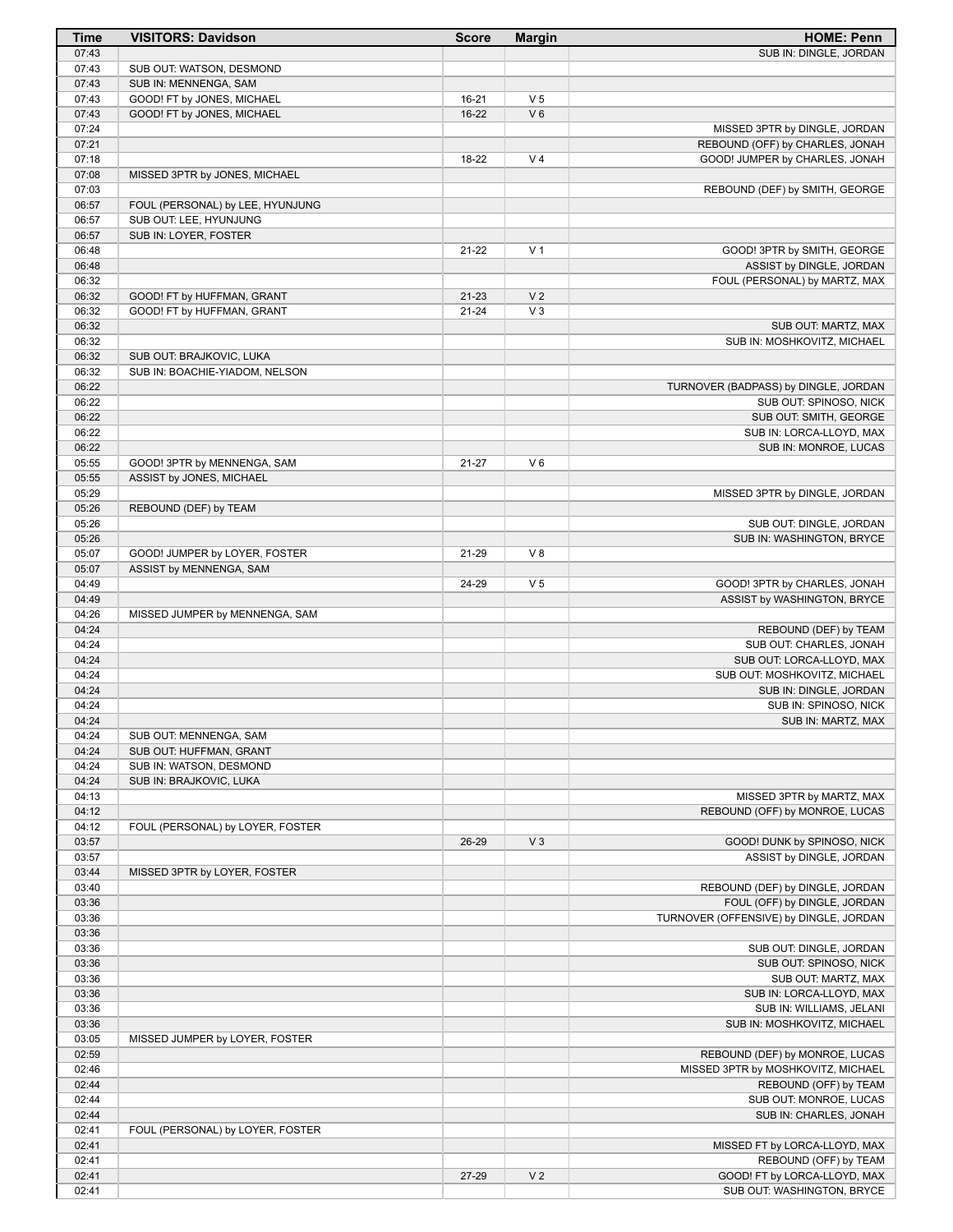| Time | VISITORS: Davidson | Score | Margin | HOME: Penn |
|---|---|---|---|---|
| 07:43 | | | | SUB IN: DINGLE, JORDAN |
| 07:43 | SUB OUT: WATSON, DESMOND | | | |
| 07:43 | SUB IN: MENNENGA, SAM | | | |
| 07:43 | GOOD! FT by JONES, MICHAEL | 16-21 | V 5 | |
| 07:43 | GOOD! FT by JONES, MICHAEL | 16-22 | V 6 | |
| 07:24 | | | | MISSED 3PTR by DINGLE, JORDAN |
| 07:21 | | | | REBOUND (OFF) by CHARLES, JONAH |
| 07:18 | | 18-22 | V 4 | GOOD! JUMPER by CHARLES, JONAH |
| 07:08 | MISSED 3PTR by JONES, MICHAEL | | | |
| 07:03 | | | | REBOUND (DEF) by SMITH, GEORGE |
| 06:57 | FOUL (PERSONAL) by LEE, HYUNJUNG | | | |
| 06:57 | SUB OUT: LEE, HYUNJUNG | | | |
| 06:57 | SUB IN: LOYER, FOSTER | | | |
| 06:48 | | 21-22 | V 1 | GOOD! 3PTR by SMITH, GEORGE |
| 06:48 | | | | ASSIST by DINGLE, JORDAN |
| 06:32 | | | | FOUL (PERSONAL) by MARTZ, MAX |
| 06:32 | GOOD! FT by HUFFMAN, GRANT | 21-23 | V 2 | |
| 06:32 | GOOD! FT by HUFFMAN, GRANT | 21-24 | V 3 | |
| 06:32 | | | | SUB OUT: MARTZ, MAX |
| 06:32 | | | | SUB IN: MOSHKOVITZ, MICHAEL |
| 06:32 | SUB OUT: BRAJKOVIC, LUKA | | | |
| 06:32 | SUB IN: BOACHIE-YIADOM, NELSON | | | |
| 06:22 | | | | TURNOVER (BADPASS) by DINGLE, JORDAN |
| 06:22 | | | | SUB OUT: SPINOSO, NICK |
| 06:22 | | | | SUB OUT: SMITH, GEORGE |
| 06:22 | | | | SUB IN: LORCA-LLOYD, MAX |
| 06:22 | | | | SUB IN: MONROE, LUCAS |
| 05:55 | GOOD! 3PTR by MENNENGA, SAM | 21-27 | V 6 | |
| 05:55 | ASSIST by JONES, MICHAEL | | | |
| 05:29 | | | | MISSED 3PTR by DINGLE, JORDAN |
| 05:26 | REBOUND (DEF) by TEAM | | | |
| 05:26 | | | | SUB OUT: DINGLE, JORDAN |
| 05:26 | | | | SUB IN: WASHINGTON, BRYCE |
| 05:07 | GOOD! JUMPER by LOYER, FOSTER | 21-29 | V 8 | |
| 05:07 | ASSIST by MENNENGA, SAM | | | |
| 04:49 | | 24-29 | V 5 | GOOD! 3PTR by CHARLES, JONAH |
| 04:49 | | | | ASSIST by WASHINGTON, BRYCE |
| 04:26 | MISSED JUMPER by MENNENGA, SAM | | | |
| 04:24 | | | | REBOUND (DEF) by TEAM |
| 04:24 | | | | SUB OUT: CHARLES, JONAH |
| 04:24 | | | | SUB OUT: LORCA-LLOYD, MAX |
| 04:24 | | | | SUB OUT: MOSHKOVITZ, MICHAEL |
| 04:24 | | | | SUB IN: DINGLE, JORDAN |
| 04:24 | | | | SUB IN: SPINOSO, NICK |
| 04:24 | | | | SUB IN: MARTZ, MAX |
| 04:24 | SUB OUT: MENNENGA, SAM | | | |
| 04:24 | SUB OUT: HUFFMAN, GRANT | | | |
| 04:24 | SUB IN: WATSON, DESMOND | | | |
| 04:24 | SUB IN: BRAJKOVIC, LUKA | | | |
| 04:13 | | | | MISSED 3PTR by MARTZ, MAX |
| 04:12 | | | | REBOUND (OFF) by MONROE, LUCAS |
| 04:12 | FOUL (PERSONAL) by LOYER, FOSTER | | | |
| 03:57 | | 26-29 | V 3 | GOOD! DUNK by SPINOSO, NICK |
| 03:57 | | | | ASSIST by DINGLE, JORDAN |
| 03:44 | MISSED 3PTR by LOYER, FOSTER | | | |
| 03:40 | | | | REBOUND (DEF) by DINGLE, JORDAN |
| 03:36 | | | | FOUL (OFF) by DINGLE, JORDAN |
| 03:36 | | | | TURNOVER (OFFENSIVE) by DINGLE, JORDAN |
| 03:36 | | | | |
| 03:36 | | | | SUB OUT: DINGLE, JORDAN |
| 03:36 | | | | SUB OUT: SPINOSO, NICK |
| 03:36 | | | | SUB OUT: MARTZ, MAX |
| 03:36 | | | | SUB IN: LORCA-LLOYD, MAX |
| 03:36 | | | | SUB IN: WILLIAMS, JELANI |
| 03:36 | | | | SUB IN: MOSHKOVITZ, MICHAEL |
| 03:05 | MISSED JUMPER by LOYER, FOSTER | | | |
| 02:59 | | | | REBOUND (DEF) by MONROE, LUCAS |
| 02:46 | | | | MISSED 3PTR by MOSHKOVITZ, MICHAEL |
| 02:44 | | | | REBOUND (OFF) by TEAM |
| 02:44 | | | | SUB OUT: MONROE, LUCAS |
| 02:44 | | | | SUB IN: CHARLES, JONAH |
| 02:41 | FOUL (PERSONAL) by LOYER, FOSTER | | | |
| 02:41 | | | | MISSED FT by LORCA-LLOYD, MAX |
| 02:41 | | | | REBOUND (OFF) by TEAM |
| 02:41 | | 27-29 | V 2 | GOOD! FT by LORCA-LLOYD, MAX |
| 02:41 | | | | SUB OUT: WASHINGTON, BRYCE |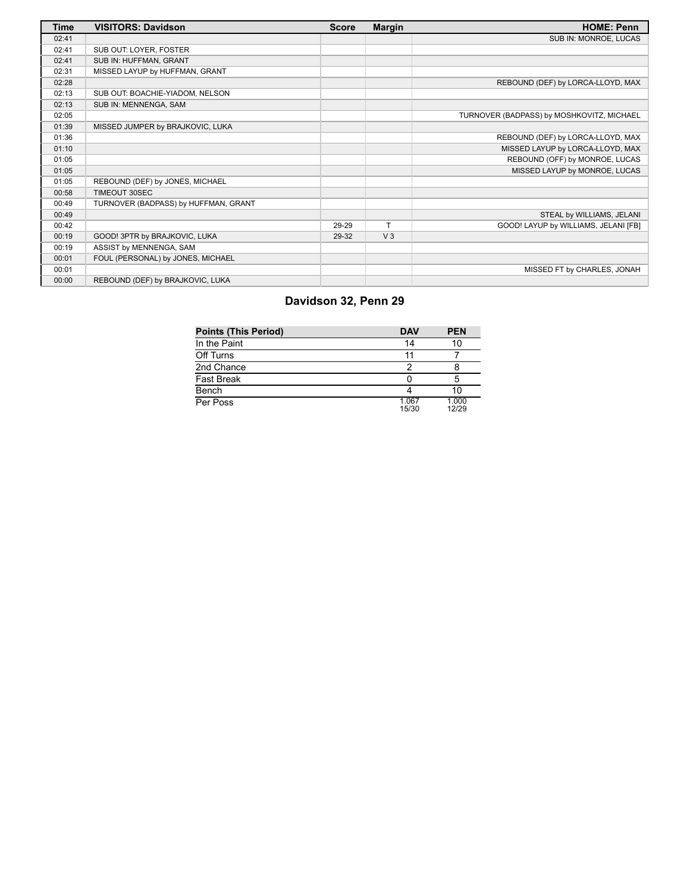| Time | VISITORS: Davidson | Score | Margin | HOME: Penn |
| --- | --- | --- | --- | --- |
| 02:41 | | | | SUB IN: MONROE, LUCAS |
| 02:41 | SUB OUT: LOYER, FOSTER | | | |
| 02:41 | SUB IN: HUFFMAN, GRANT | | | |
| 02:31 | MISSED LAYUP by HUFFMAN, GRANT | | | |
| 02:28 | | | | REBOUND (DEF) by LORCA-LLOYD, MAX |
| 02:13 | SUB OUT: BOACHIE-YIADOM, NELSON | | | |
| 02:13 | SUB IN: MENNENGA, SAM | | | |
| 02:05 | | | | TURNOVER (BADPASS) by MOSHKOVITZ, MICHAEL |
| 01:39 | MISSED JUMPER by BRAJKOVIC, LUKA | | | |
| 01:36 | | | | REBOUND (DEF) by LORCA-LLOYD, MAX |
| 01:10 | | | | MISSED LAYUP by LORCA-LLOYD, MAX |
| 01:05 | | | | REBOUND (OFF) by MONROE, LUCAS |
| 01:05 | | | | MISSED LAYUP by MONROE, LUCAS |
| 01:05 | REBOUND (DEF) by JONES, MICHAEL | | | |
| 00:58 | TIMEOUT 30SEC | | | |
| 00:49 | TURNOVER (BADPASS) by HUFFMAN, GRANT | | | |
| 00:49 | | | | STEAL by WILLIAMS, JELANI |
| 00:42 | | 29-29 | T | GOOD! LAYUP by WILLIAMS, JELANI [FB] |
| 00:19 | GOOD! 3PTR by BRAJKOVIC, LUKA | 29-32 | V 3 | |
| 00:19 | ASSIST by MENNENGA, SAM | | | |
| 00:01 | FOUL (PERSONAL) by JONES, MICHAEL | | | |
| 00:01 | | | | MISSED FT by CHARLES, JONAH |
| 00:00 | REBOUND (DEF) by BRAJKOVIC, LUKA | | | |

## Davidson 32, Penn 29

| Points (This Period) | DAV | PEN |
| --- | --- | --- |
| In the Paint | 14 | 10 |
| Off Turns | 11 | 7 |
| 2nd Chance | 2 | 8 |
| Fast Break | 0 | 5 |
| Bench | 4 | 10 |
| Per Poss | 1.067 15/30 | 1.000 12/29 |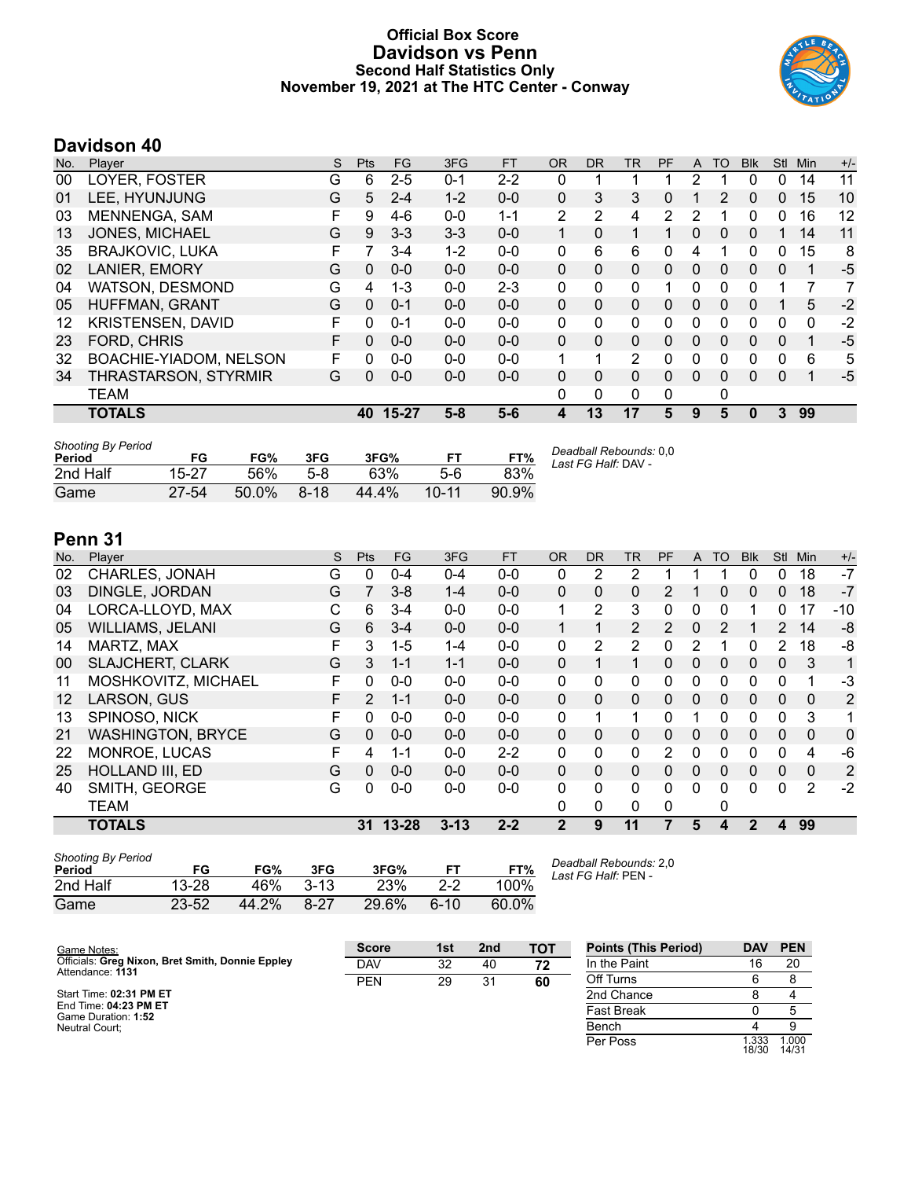# Official Box Score
# Davidson vs Penn
### Second Half Statistics Only
### November 19, 2021 at The HTC Center - Conway

## Davidson 40

| No. | Player | S | Pts | FG | 3FG | FT | OR | DR | TR | PF | A | TO | Blk | Stl | Min | +/- |
|---|---|---|---|---|---|---|---|---|---|---|---|---|---|---|---|---|
| 00 | LOYER, FOSTER | G | 6 | 2-5 | 0-1 | 2-2 | 0 | 1 | 1 | 1 | 2 | 1 | 0 | 0 | 14 | 11 |
| 01 | LEE, HYUNJUNG | G | 5 | 2-4 | 1-2 | 0-0 | 0 | 3 | 3 | 0 | 1 | 2 | 0 | 0 | 15 | 10 |
| 03 | MENNENGA, SAM | F | 9 | 4-6 | 0-0 | 1-1 | 2 | 2 | 4 | 2 | 2 | 1 | 0 | 0 | 16 | 12 |
| 13 | JONES, MICHAEL | G | 9 | 3-3 | 3-3 | 0-0 | 1 | 0 | 1 | 1 | 0 | 0 | 0 | 1 | 14 | 11 |
| 35 | BRAJKOVIC, LUKA | F | 7 | 3-4 | 1-2 | 0-0 | 0 | 6 | 6 | 0 | 4 | 1 | 0 | 0 | 15 | 8 |
| 02 | LANIER, EMORY | G | 0 | 0-0 | 0-0 | 0-0 | 0 | 0 | 0 | 0 | 0 | 0 | 0 | 0 | 1 | -5 |
| 04 | WATSON, DESMOND | G | 4 | 1-3 | 0-0 | 2-3 | 0 | 0 | 0 | 1 | 0 | 0 | 0 | 1 | 7 | 7 |
| 05 | HUFFMAN, GRANT | G | 0 | 0-1 | 0-0 | 0-0 | 0 | 0 | 0 | 0 | 0 | 0 | 0 | 1 | 5 | -2 |
| 12 | KRISTENSEN, DAVID | F | 0 | 0-1 | 0-0 | 0-0 | 0 | 0 | 0 | 0 | 0 | 0 | 0 | 0 | 0 | -2 |
| 23 | FORD, CHRIS | F | 0 | 0-0 | 0-0 | 0-0 | 0 | 0 | 0 | 0 | 0 | 0 | 0 | 0 | 1 | -5 |
| 32 | BOACHIE-YIADOM, NELSON | F | 0 | 0-0 | 0-0 | 0-0 | 1 | 1 | 2 | 0 | 0 | 0 | 0 | 0 | 6 | 5 |
| 34 | THRASTARSON, STYRMIR | G | 0 | 0-0 | 0-0 | 0-0 | 0 | 0 | 0 | 0 | 0 | 0 | 0 | 0 | 1 | -5 |
| | TEAM | | | | | | 0 | 0 | 0 | 0 | | 0 | | | | |
| | **TOTALS** | | **40** | **15-27** | **5-8** | **5-6** | **4** | **13** | **17** | **5** | **9** | **5** | **0** | **3** | **99** | |

*Shooting By Period*

| Period | FG | FG% | 3FG | 3FG% | FT | FT% |
|---|---|---|---|---|---|---|
| 2nd Half | 15-27 | 56% | 5-8 | 63% | 5-6 | 83% |
| Game | 27-54 | 50.0% | 8-18 | 44.4% | 10-11 | 90.9% |

*Deadball Rebounds:* 0,0
*Last FG Half:* DAV -

## Penn 31

| No. | Player | S | Pts | FG | 3FG | FT | OR | DR | TR | PF | A | TO | Blk | Stl | Min | +/- |
|---|---|---|---|---|---|---|---|---|---|---|---|---|---|---|---|---|
| 02 | CHARLES, JONAH | G | 0 | 0-4 | 0-4 | 0-0 | 0 | 2 | 2 | 1 | 1 | 1 | 0 | 0 | 18 | -7 |
| 03 | DINGLE, JORDAN | G | 7 | 3-8 | 1-4 | 0-0 | 0 | 0 | 0 | 2 | 1 | 0 | 0 | 0 | 18 | -7 |
| 04 | LORCA-LLOYD, MAX | C | 6 | 3-4 | 0-0 | 0-0 | 1 | 2 | 3 | 0 | 0 | 0 | 1 | 0 | 17 | -10 |
| 05 | WILLIAMS, JELANI | G | 6 | 3-4 | 0-0 | 0-0 | 1 | 1 | 2 | 2 | 0 | 2 | 1 | 2 | 14 | -8 |
| 14 | MARTZ, MAX | F | 3 | 1-5 | 1-4 | 0-0 | 0 | 2 | 2 | 0 | 2 | 1 | 0 | 2 | 18 | -8 |
| 00 | SLAJCHERT, CLARK | G | 3 | 1-1 | 1-1 | 0-0 | 0 | 1 | 1 | 0 | 0 | 0 | 0 | 0 | 3 | 1 |
| 11 | MOSHKOVITZ, MICHAEL | F | 0 | 0-0 | 0-0 | 0-0 | 0 | 0 | 0 | 0 | 0 | 0 | 0 | 0 | 1 | -3 |
| 12 | LARSON, GUS | F | 2 | 1-1 | 0-0 | 0-0 | 0 | 0 | 0 | 0 | 0 | 0 | 0 | 0 | 0 | 2 |
| 13 | SPINOSO, NICK | F | 0 | 0-0 | 0-0 | 0-0 | 0 | 1 | 1 | 0 | 1 | 0 | 0 | 0 | 3 | 1 |
| 21 | WASHINGTON, BRYCE | G | 0 | 0-0 | 0-0 | 0-0 | 0 | 0 | 0 | 0 | 0 | 0 | 0 | 0 | 0 | 0 |
| 22 | MONROE, LUCAS | F | 4 | 1-1 | 0-0 | 2-2 | 0 | 0 | 0 | 2 | 0 | 0 | 0 | 0 | 4 | -6 |
| 25 | HOLLAND III, ED | G | 0 | 0-0 | 0-0 | 0-0 | 0 | 0 | 0 | 0 | 0 | 0 | 0 | 0 | 0 | 2 |
| 40 | SMITH, GEORGE | G | 0 | 0-0 | 0-0 | 0-0 | 0 | 0 | 0 | 0 | 0 | 0 | 0 | 0 | 2 | -2 |
| | TEAM | | | | | | 0 | 0 | 0 | 0 | | 0 | | | | |
| | **TOTALS** | | **31** | **13-28** | **3-13** | **2-2** | **2** | **9** | **11** | **7** | **5** | **4** | **2** | **4** | **99** | |

*Shooting By Period*

| Period | FG | FG% | 3FG | 3FG% | FT | FT% |
|---|---|---|---|---|---|---|
| 2nd Half | 13-28 | 46% | 3-13 | 23% | 2-2 | 100% |
| Game | 23-52 | 44.2% | 8-27 | 29.6% | 6-10 | 60.0% |

*Deadball Rebounds:* 2,0
*Last FG Half:* PEN -

Game Notes:
Officials: **Greg Nixon, Bret Smith, Donnie Eppley**
Attendance: **1131**

Start Time: **02:31 PM ET**
End Time: **04:23 PM ET**
Game Duration: **1:52**
Neutral Court;

| Score | 1st | 2nd | TOT |
|---|---|---|---|
| DAV | 32 | 40 | **72** |
| PEN | 29 | 31 | **60** |

| Points (This Period) | DAV | PEN |
|---|---|---|
| In the Paint | 16 | 20 |
| Off Turns | 6 | 8 |
| 2nd Chance | 8 | 4 |
| Fast Break | 0 | 5 |
| Bench | 4 | 9 |
| Per Poss | 1.333 18/30 | 1.000 14/31 |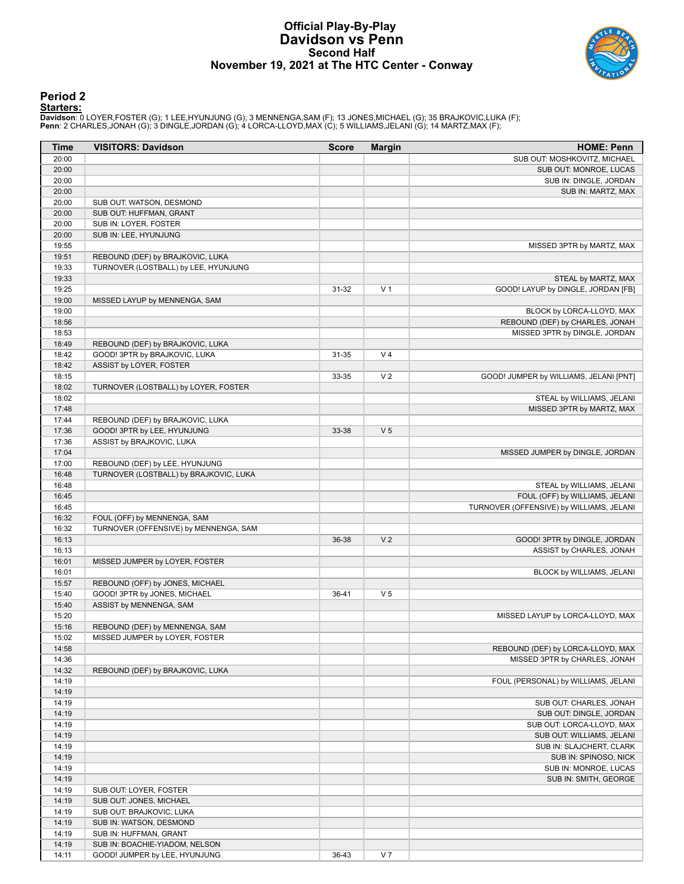# Official Play-By-Play
# Davidson vs Penn
## Second Half
## November 19, 2021 at The HTC Center - Conway

### Period 2

**Starters:**

**Davidson**: 0 LOYER,FOSTER (G); 1 LEE,HYUNJUNG (G); 3 MENNENGA,SAM (F); 13 JONES,MICHAEL (G); 35 BRAJKOVIC,LUKA (F);
**Penn**: 2 CHARLES,JONAH (G); 3 DINGLE,JORDAN (G); 4 LORCA-LLOYD,MAX (C); 5 WILLIAMS,JELANI (G); 14 MARTZ,MAX (F);

| Time | VISITORS: Davidson | Score | Margin | HOME: Penn |
|---|---|---|---|---|
| 20:00 | | | | SUB OUT: MOSHKOVITZ, MICHAEL |
| 20:00 | | | | SUB OUT: MONROE, LUCAS |
| 20:00 | | | | SUB IN: DINGLE, JORDAN |
| 20:00 | | | | SUB IN: MARTZ, MAX |
| 20:00 | SUB OUT: WATSON, DESMOND | | | |
| 20:00 | SUB OUT: HUFFMAN, GRANT | | | |
| 20:00 | SUB IN: LOYER, FOSTER | | | |
| 20:00 | SUB IN: LEE, HYUNJUNG | | | |
| 19:55 | | | | MISSED 3PTR by MARTZ, MAX |
| 19:51 | REBOUND (DEF) by BRAJKOVIC, LUKA | | | |
| 19:33 | TURNOVER (LOSTBALL) by LEE, HYUNJUNG | | | |
| 19:33 | | | | STEAL by MARTZ, MAX |
| 19:25 | | 31-32 | V 1 | GOOD! LAYUP by DINGLE, JORDAN [FB] |
| 19:00 | MISSED LAYUP by MENNENGA, SAM | | | |
| 19:00 | | | | BLOCK by LORCA-LLOYD, MAX |
| 18:56 | | | | REBOUND (DEF) by CHARLES, JONAH |
| 18:53 | | | | MISSED 3PTR by DINGLE, JORDAN |
| 18:49 | REBOUND (DEF) by BRAJKOVIC, LUKA | | | |
| 18:42 | GOOD! 3PTR by BRAJKOVIC, LUKA | 31-35 | V 4 | |
| 18:42 | ASSIST by LOYER, FOSTER | | | |
| 18:15 | | 33-35 | V 2 | GOOD! JUMPER by WILLIAMS, JELANI [PNT] |
| 18:02 | TURNOVER (LOSTBALL) by LOYER, FOSTER | | | |
| 18:02 | | | | STEAL by WILLIAMS, JELANI |
| 17:48 | | | | MISSED 3PTR by MARTZ, MAX |
| 17:44 | REBOUND (DEF) by BRAJKOVIC, LUKA | | | |
| 17:36 | GOOD! 3PTR by LEE, HYUNJUNG | 33-38 | V 5 | |
| 17:36 | ASSIST by BRAJKOVIC, LUKA | | | |
| 17:04 | | | | MISSED JUMPER by DINGLE, JORDAN |
| 17:00 | REBOUND (DEF) by LEE, HYUNJUNG | | | |
| 16:48 | TURNOVER (LOSTBALL) by BRAJKOVIC, LUKA | | | |
| 16:48 | | | | STEAL by WILLIAMS, JELANI |
| 16:45 | | | | FOUL (OFF) by WILLIAMS, JELANI |
| 16:45 | | | | TURNOVER (OFFENSIVE) by WILLIAMS, JELANI |
| 16:32 | FOUL (OFF) by MENNENGA, SAM | | | |
| 16:32 | TURNOVER (OFFENSIVE) by MENNENGA, SAM | | | |
| 16:13 | | 36-38 | V 2 | GOOD! 3PTR by DINGLE, JORDAN |
| 16:13 | | | | ASSIST by CHARLES, JONAH |
| 16:01 | MISSED JUMPER by LOYER, FOSTER | | | |
| 16:01 | | | | BLOCK by WILLIAMS, JELANI |
| 15:57 | REBOUND (OFF) by JONES, MICHAEL | | | |
| 15:40 | GOOD! 3PTR by JONES, MICHAEL | 36-41 | V 5 | |
| 15:40 | ASSIST by MENNENGA, SAM | | | |
| 15:20 | | | | MISSED LAYUP by LORCA-LLOYD, MAX |
| 15:16 | REBOUND (DEF) by MENNENGA, SAM | | | |
| 15:02 | MISSED JUMPER by LOYER, FOSTER | | | |
| 14:58 | | | | REBOUND (DEF) by LORCA-LLOYD, MAX |
| 14:36 | | | | MISSED 3PTR by CHARLES, JONAH |
| 14:32 | REBOUND (DEF) by BRAJKOVIC, LUKA | | | |
| 14:19 | | | | FOUL (PERSONAL) by WILLIAMS, JELANI |
| 14:19 | | | | |
| 14:19 | | | | SUB OUT: CHARLES, JONAH |
| 14:19 | | | | SUB OUT: DINGLE, JORDAN |
| 14:19 | | | | SUB OUT: LORCA-LLOYD, MAX |
| 14:19 | | | | SUB OUT: WILLIAMS, JELANI |
| 14:19 | | | | SUB IN: SLAJCHERT, CLARK |
| 14:19 | | | | SUB IN: SPINOSO, NICK |
| 14:19 | | | | SUB IN: MONROE, LUCAS |
| 14:19 | | | | SUB IN: SMITH, GEORGE |
| 14:19 | SUB OUT: LOYER, FOSTER | | | |
| 14:19 | SUB OUT: JONES, MICHAEL | | | |
| 14:19 | SUB OUT: BRAJKOVIC, LUKA | | | |
| 14:19 | SUB IN: WATSON, DESMOND | | | |
| 14:19 | SUB IN: HUFFMAN, GRANT | | | |
| 14:19 | SUB IN: BOACHIE-YIADOM, NELSON | | | |
| 14:11 | GOOD! JUMPER by LEE, HYUNJUNG | 36-43 | V 7 | |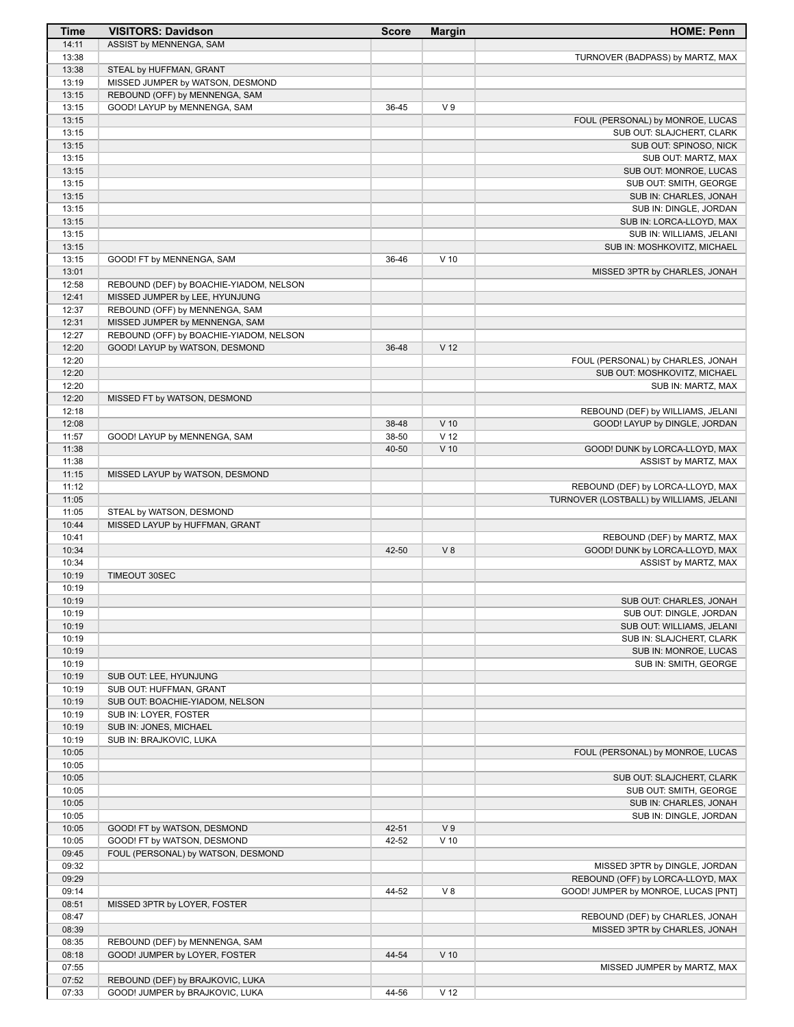| Time | VISITORS: Davidson | Score | Margin | HOME: Penn |
|---|---|---|---|---|
| 14:11 | ASSIST by MENNENGA, SAM | | | |
| 13:38 | | | | TURNOVER (BADPASS) by MARTZ, MAX |
| 13:38 | STEAL by HUFFMAN, GRANT | | | |
| 13:19 | MISSED JUMPER by WATSON, DESMOND | | | |
| 13:15 | REBOUND (OFF) by MENNENGA, SAM | | | |
| 13:15 | GOOD! LAYUP by MENNENGA, SAM | 36-45 | V 9 | |
| 13:15 | | | | FOUL (PERSONAL) by MONROE, LUCAS |
| 13:15 | | | | SUB OUT: SLAJCHERT, CLARK |
| 13:15 | | | | SUB OUT: SPINOSO, NICK |
| 13:15 | | | | SUB OUT: MARTZ, MAX |
| 13:15 | | | | SUB OUT: MONROE, LUCAS |
| 13:15 | | | | SUB OUT: SMITH, GEORGE |
| 13:15 | | | | SUB IN: CHARLES, JONAH |
| 13:15 | | | | SUB IN: DINGLE, JORDAN |
| 13:15 | | | | SUB IN: LORCA-LLOYD, MAX |
| 13:15 | | | | SUB IN: WILLIAMS, JELANI |
| 13:15 | | | | SUB IN: MOSHKOVITZ, MICHAEL |
| 13:15 | GOOD! FT by MENNENGA, SAM | 36-46 | V 10 | |
| 13:01 | | | | MISSED 3PTR by CHARLES, JONAH |
| 12:58 | REBOUND (DEF) by BOACHIE-YIADOM, NELSON | | | |
| 12:41 | MISSED JUMPER by LEE, HYUNJUNG | | | |
| 12:37 | REBOUND (OFF) by MENNENGA, SAM | | | |
| 12:31 | MISSED JUMPER by MENNENGA, SAM | | | |
| 12:27 | REBOUND (OFF) by BOACHIE-YIADOM, NELSON | | | |
| 12:20 | GOOD! LAYUP by WATSON, DESMOND | 36-48 | V 12 | |
| 12:20 | | | | FOUL (PERSONAL) by CHARLES, JONAH |
| 12:20 | | | | SUB OUT: MOSHKOVITZ, MICHAEL |
| 12:20 | | | | SUB IN: MARTZ, MAX |
| 12:20 | MISSED FT by WATSON, DESMOND | | | |
| 12:18 | | | | REBOUND (DEF) by WILLIAMS, JELANI |
| 12:08 | | 38-48 | V 10 | GOOD! LAYUP by DINGLE, JORDAN |
| 11:57 | GOOD! LAYUP by MENNENGA, SAM | 38-50 | V 12 | |
| 11:38 | | 40-50 | V 10 | GOOD! DUNK by LORCA-LLOYD, MAX |
| 11:38 | | | | ASSIST by MARTZ, MAX |
| 11:15 | MISSED LAYUP by WATSON, DESMOND | | | |
| 11:12 | | | | REBOUND (DEF) by LORCA-LLOYD, MAX |
| 11:05 | | | | TURNOVER (LOSTBALL) by WILLIAMS, JELANI |
| 11:05 | STEAL by WATSON, DESMOND | | | |
| 10:44 | MISSED LAYUP by HUFFMAN, GRANT | | | |
| 10:41 | | | | REBOUND (DEF) by MARTZ, MAX |
| 10:34 | | 42-50 | V 8 | GOOD! DUNK by LORCA-LLOYD, MAX |
| 10:34 | | | | ASSIST by MARTZ, MAX |
| 10:19 | TIMEOUT 30SEC | | | |
| 10:19 | | | | |
| 10:19 | | | | SUB OUT: CHARLES, JONAH |
| 10:19 | | | | SUB OUT: DINGLE, JORDAN |
| 10:19 | | | | SUB OUT: WILLIAMS, JELANI |
| 10:19 | | | | SUB IN: SLAJCHERT, CLARK |
| 10:19 | | | | SUB IN: MONROE, LUCAS |
| 10:19 | | | | SUB IN: SMITH, GEORGE |
| 10:19 | SUB OUT: LEE, HYUNJUNG | | | |
| 10:19 | SUB OUT: HUFFMAN, GRANT | | | |
| 10:19 | SUB OUT: BOACHIE-YIADOM, NELSON | | | |
| 10:19 | SUB IN: LOYER, FOSTER | | | |
| 10:19 | SUB IN: JONES, MICHAEL | | | |
| 10:19 | SUB IN: BRAJKOVIC, LUKA | | | |
| 10:05 | | | | FOUL (PERSONAL) by MONROE, LUCAS |
| 10:05 | | | | |
| 10:05 | | | | SUB OUT: SLAJCHERT, CLARK |
| 10:05 | | | | SUB OUT: SMITH, GEORGE |
| 10:05 | | | | SUB IN: CHARLES, JONAH |
| 10:05 | | | | SUB IN: DINGLE, JORDAN |
| 10:05 | GOOD! FT by WATSON, DESMOND | 42-51 | V 9 | |
| 10:05 | GOOD! FT by WATSON, DESMOND | 42-52 | V 10 | |
| 09:45 | FOUL (PERSONAL) by WATSON, DESMOND | | | |
| 09:32 | | | | MISSED 3PTR by DINGLE, JORDAN |
| 09:29 | | | | REBOUND (OFF) by LORCA-LLOYD, MAX |
| 09:14 | | 44-52 | V 8 | GOOD! JUMPER by MONROE, LUCAS [PNT] |
| 08:51 | MISSED 3PTR by LOYER, FOSTER | | | |
| 08:47 | | | | REBOUND (DEF) by CHARLES, JONAH |
| 08:39 | | | | MISSED 3PTR by CHARLES, JONAH |
| 08:35 | REBOUND (DEF) by MENNENGA, SAM | | | |
| 08:18 | GOOD! JUMPER by LOYER, FOSTER | 44-54 | V 10 | |
| 07:55 | | | | MISSED JUMPER by MARTZ, MAX |
| 07:52 | REBOUND (DEF) by BRAJKOVIC, LUKA | | | |
| 07:33 | GOOD! JUMPER by BRAJKOVIC, LUKA | 44-56 | V 12 | |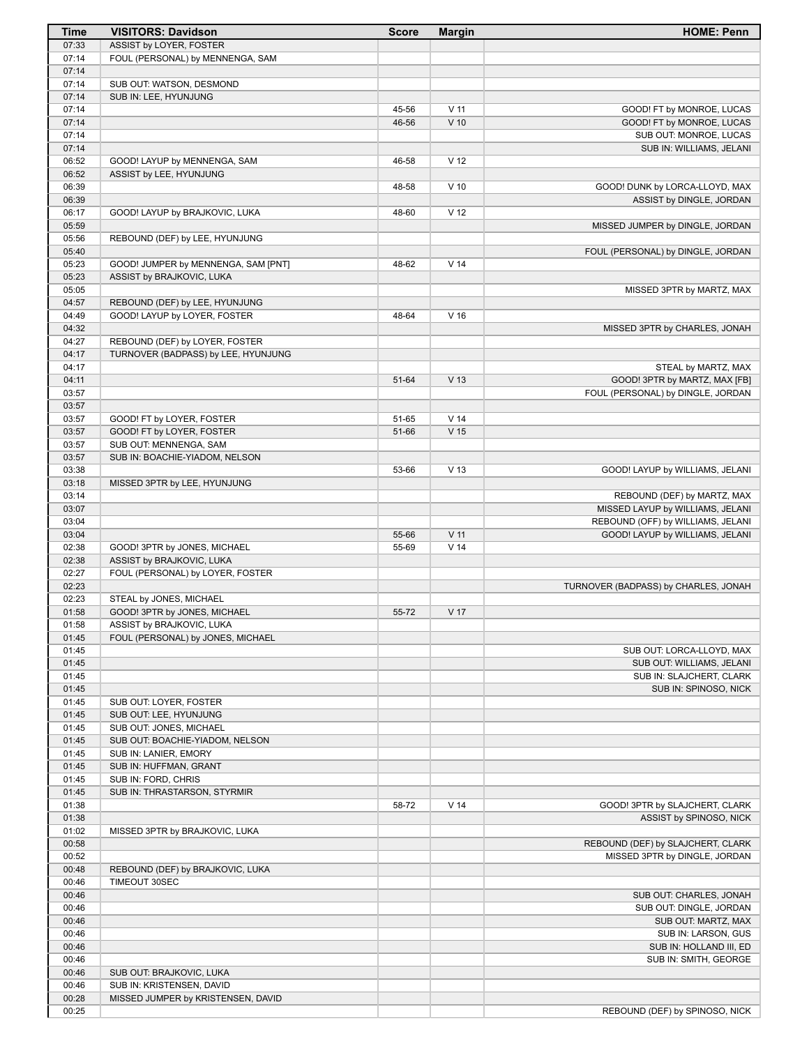| Time | VISITORS: Davidson | Score | Margin | HOME: Penn |
|---|---|---|---|---|
| 07:33 | ASSIST by LOYER, FOSTER | | | |
| 07:14 | FOUL (PERSONAL) by MENNENGA, SAM | | | |
| 07:14 | | | | |
| 07:14 | SUB OUT: WATSON, DESMOND | | | |
| 07:14 | SUB IN: LEE, HYUNJUNG | | | |
| 07:14 | | 45-56 | V 11 | GOOD! FT by MONROE, LUCAS |
| 07:14 | | 46-56 | V 10 | GOOD! FT by MONROE, LUCAS |
| 07:14 | | | | SUB OUT: MONROE, LUCAS |
| 07:14 | | | | SUB IN: WILLIAMS, JELANI |
| 06:52 | GOOD! LAYUP by MENNENGA, SAM | 46-58 | V 12 | |
| 06:52 | ASSIST by LEE, HYUNJUNG | | | |
| 06:39 | | 48-58 | V 10 | GOOD! DUNK by LORCA-LLOYD, MAX |
| 06:39 | | | | ASSIST by DINGLE, JORDAN |
| 06:17 | GOOD! LAYUP by BRAJKOVIC, LUKA | 48-60 | V 12 | |
| 05:59 | | | | MISSED JUMPER by DINGLE, JORDAN |
| 05:56 | REBOUND (DEF) by LEE, HYUNJUNG | | | |
| 05:40 | | | | FOUL (PERSONAL) by DINGLE, JORDAN |
| 05:23 | GOOD! JUMPER by MENNENGA, SAM [PNT] | 48-62 | V 14 | |
| 05:23 | ASSIST by BRAJKOVIC, LUKA | | | |
| 05:05 | | | | MISSED 3PTR by MARTZ, MAX |
| 04:57 | REBOUND (DEF) by LEE, HYUNJUNG | | | |
| 04:49 | GOOD! LAYUP by LOYER, FOSTER | 48-64 | V 16 | |
| 04:32 | | | | MISSED 3PTR by CHARLES, JONAH |
| 04:27 | REBOUND (DEF) by LOYER, FOSTER | | | |
| 04:17 | TURNOVER (BADPASS) by LEE, HYUNJUNG | | | |
| 04:17 | | | | STEAL by MARTZ, MAX |
| 04:11 | | 51-64 | V 13 | GOOD! 3PTR by MARTZ, MAX [FB] |
| 03:57 | | | | FOUL (PERSONAL) by DINGLE, JORDAN |
| 03:57 | | | | |
| 03:57 | GOOD! FT by LOYER, FOSTER | 51-65 | V 14 | |
| 03:57 | GOOD! FT by LOYER, FOSTER | 51-66 | V 15 | |
| 03:57 | SUB OUT: MENNENGA, SAM | | | |
| 03:57 | SUB IN: BOACHIE-YIADOM, NELSON | | | |
| 03:38 | | 53-66 | V 13 | GOOD! LAYUP by WILLIAMS, JELANI |
| 03:18 | MISSED 3PTR by LEE, HYUNJUNG | | | |
| 03:14 | | | | REBOUND (DEF) by MARTZ, MAX |
| 03:07 | | | | MISSED LAYUP by WILLIAMS, JELANI |
| 03:04 | | | | REBOUND (OFF) by WILLIAMS, JELANI |
| 03:04 | | 55-66 | V 11 | GOOD! LAYUP by WILLIAMS, JELANI |
| 02:38 | GOOD! 3PTR by JONES, MICHAEL | 55-69 | V 14 | |
| 02:38 | ASSIST by BRAJKOVIC, LUKA | | | |
| 02:27 | FOUL (PERSONAL) by LOYER, FOSTER | | | |
| 02:23 | | | | TURNOVER (BADPASS) by CHARLES, JONAH |
| 02:23 | STEAL by JONES, MICHAEL | | | |
| 01:58 | GOOD! 3PTR by JONES, MICHAEL | 55-72 | V 17 | |
| 01:58 | ASSIST by BRAJKOVIC, LUKA | | | |
| 01:45 | FOUL (PERSONAL) by JONES, MICHAEL | | | |
| 01:45 | | | | SUB OUT: LORCA-LLOYD, MAX |
| 01:45 | | | | SUB OUT: WILLIAMS, JELANI |
| 01:45 | | | | SUB IN: SLAJCHERT, CLARK |
| 01:45 | | | | SUB IN: SPINOSO, NICK |
| 01:45 | SUB OUT: LOYER, FOSTER | | | |
| 01:45 | SUB OUT: LEE, HYUNJUNG | | | |
| 01:45 | SUB OUT: JONES, MICHAEL | | | |
| 01:45 | SUB OUT: BOACHIE-YIADOM, NELSON | | | |
| 01:45 | SUB IN: LANIER, EMORY | | | |
| 01:45 | SUB IN: HUFFMAN, GRANT | | | |
| 01:45 | SUB IN: FORD, CHRIS | | | |
| 01:45 | SUB IN: THRASTARSON, STYRMIR | | | |
| 01:38 | | 58-72 | V 14 | GOOD! 3PTR by SLAJCHERT, CLARK |
| 01:38 | | | | ASSIST by SPINOSO, NICK |
| 01:02 | MISSED 3PTR by BRAJKOVIC, LUKA | | | |
| 00:58 | | | | REBOUND (DEF) by SLAJCHERT, CLARK |
| 00:52 | | | | MISSED 3PTR by DINGLE, JORDAN |
| 00:48 | REBOUND (DEF) by BRAJKOVIC, LUKA | | | |
| 00:46 | TIMEOUT 30SEC | | | |
| 00:46 | | | | SUB OUT: CHARLES, JONAH |
| 00:46 | | | | SUB OUT: DINGLE, JORDAN |
| 00:46 | | | | SUB OUT: MARTZ, MAX |
| 00:46 | | | | SUB IN: LARSON, GUS |
| 00:46 | | | | SUB IN: HOLLAND III, ED |
| 00:46 | | | | SUB IN: SMITH, GEORGE |
| 00:46 | SUB OUT: BRAJKOVIC, LUKA | | | |
| 00:46 | SUB IN: KRISTENSEN, DAVID | | | |
| 00:28 | MISSED JUMPER by KRISTENSEN, DAVID | | | |
| 00:25 | | | | REBOUND (DEF) by SPINOSO, NICK |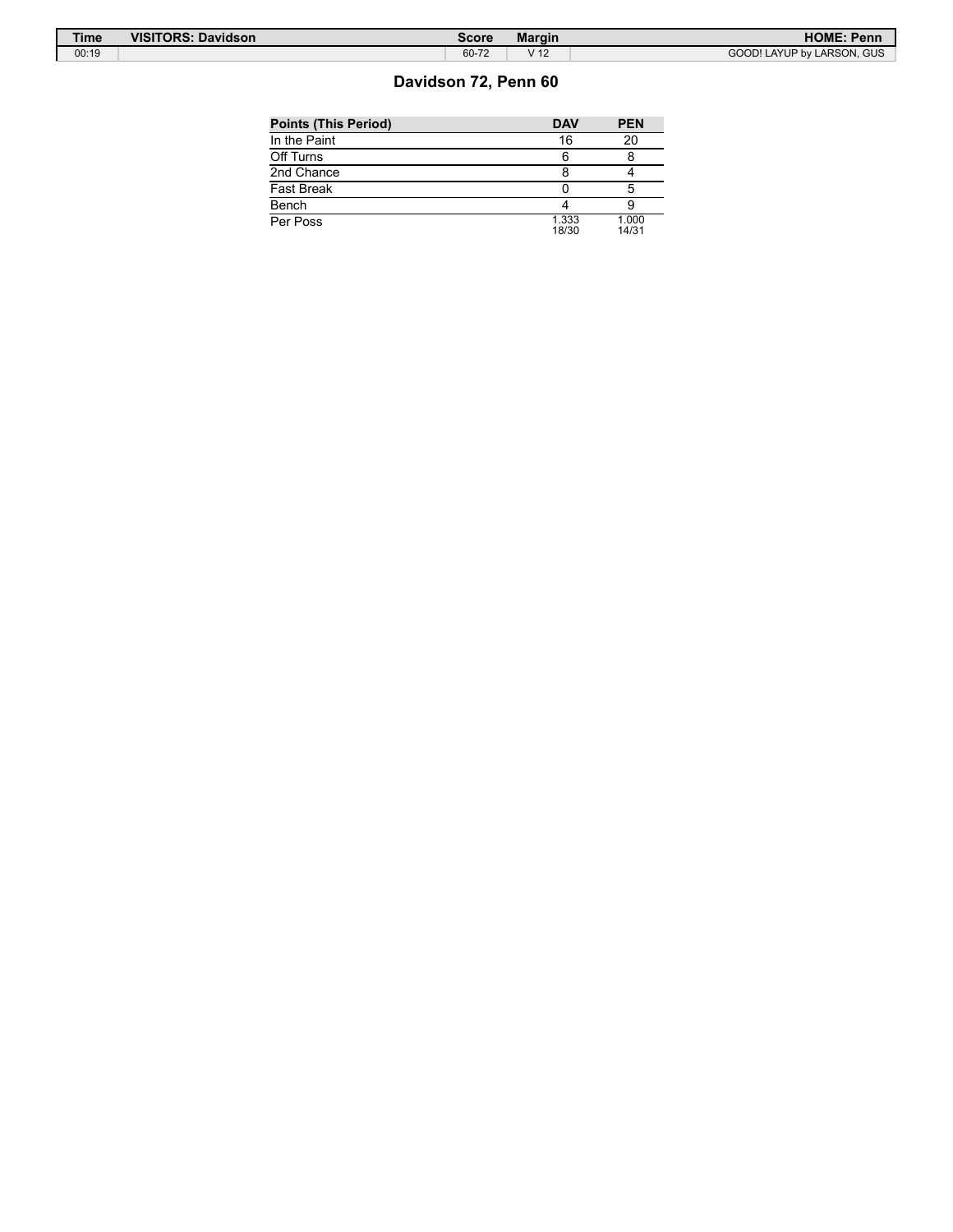| Time | VISITORS: Davidson | Score | Margin | HOME: Penn |
| --- | --- | --- | --- | --- |
| 00:19 | | 60-72 | V 12 | GOOD! LAYUP by LARSON, GUS |

## Davidson 72, Penn 60

| Points (This Period) | DAV | PEN |
| --- | --- | --- |
| In the Paint | 16 | 20 |
| Off Turns | 6 | 8 |
| 2nd Chance | 8 | 4 |
| Fast Break | 0 | 5 |
| Bench | 4 | 9 |
| Per Poss | 1.333 18/30 | 1.000 14/31 |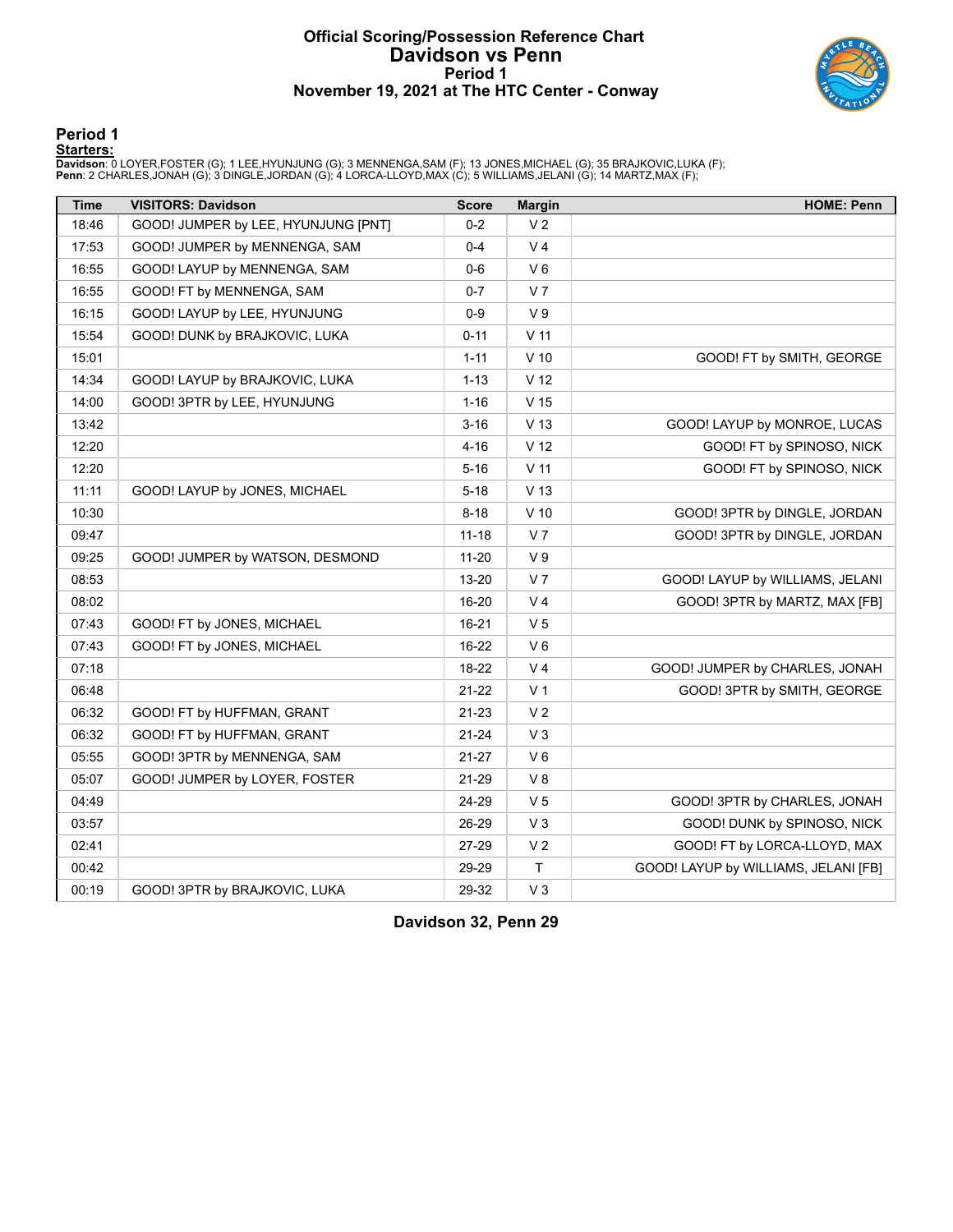# Official Scoring/Possession Reference Chart
## Davidson vs Penn
### Period 1
### November 19, 2021 at The HTC Center - Conway

## Period 1

**Starters:**

**Davidson**: 0 LOYER,FOSTER (G); 1 LEE,HYUNJUNG (G); 3 MENNENGA,SAM (F); 13 JONES,MICHAEL (G); 35 BRAJKOVIC,LUKA (F);
**Penn**: 2 CHARLES,JONAH (G); 3 DINGLE,JORDAN (G); 4 LORCA-LLOYD,MAX (C); 5 WILLIAMS,JELANI (G); 14 MARTZ,MAX (F);

| Time | VISITORS: Davidson | Score | Margin | HOME: Penn |
|---|---|---|---|---|
| 18:46 | GOOD! JUMPER by LEE, HYUNJUNG [PNT] | 0-2 | V 2 | |
| 17:53 | GOOD! JUMPER by MENNENGA, SAM | 0-4 | V 4 | |
| 16:55 | GOOD! LAYUP by MENNENGA, SAM | 0-6 | V 6 | |
| 16:55 | GOOD! FT by MENNENGA, SAM | 0-7 | V 7 | |
| 16:15 | GOOD! LAYUP by LEE, HYUNJUNG | 0-9 | V 9 | |
| 15:54 | GOOD! DUNK by BRAJKOVIC, LUKA | 0-11 | V 11 | |
| 15:01 | | 1-11 | V 10 | GOOD! FT by SMITH, GEORGE |
| 14:34 | GOOD! LAYUP by BRAJKOVIC, LUKA | 1-13 | V 12 | |
| 14:00 | GOOD! 3PTR by LEE, HYUNJUNG | 1-16 | V 15 | |
| 13:42 | | 3-16 | V 13 | GOOD! LAYUP by MONROE, LUCAS |
| 12:20 | | 4-16 | V 12 | GOOD! FT by SPINOSO, NICK |
| 12:20 | | 5-16 | V 11 | GOOD! FT by SPINOSO, NICK |
| 11:11 | GOOD! LAYUP by JONES, MICHAEL | 5-18 | V 13 | |
| 10:30 | | 8-18 | V 10 | GOOD! 3PTR by DINGLE, JORDAN |
| 09:47 | | 11-18 | V 7 | GOOD! 3PTR by DINGLE, JORDAN |
| 09:25 | GOOD! JUMPER by WATSON, DESMOND | 11-20 | V 9 | |
| 08:53 | | 13-20 | V 7 | GOOD! LAYUP by WILLIAMS, JELANI |
| 08:02 | | 16-20 | V 4 | GOOD! 3PTR by MARTZ, MAX [FB] |
| 07:43 | GOOD! FT by JONES, MICHAEL | 16-21 | V 5 | |
| 07:43 | GOOD! FT by JONES, MICHAEL | 16-22 | V 6 | |
| 07:18 | | 18-22 | V 4 | GOOD! JUMPER by CHARLES, JONAH |
| 06:48 | | 21-22 | V 1 | GOOD! 3PTR by SMITH, GEORGE |
| 06:32 | GOOD! FT by HUFFMAN, GRANT | 21-23 | V 2 | |
| 06:32 | GOOD! FT by HUFFMAN, GRANT | 21-24 | V 3 | |
| 05:55 | GOOD! 3PTR by MENNENGA, SAM | 21-27 | V 6 | |
| 05:07 | GOOD! JUMPER by LOYER, FOSTER | 21-29 | V 8 | |
| 04:49 | | 24-29 | V 5 | GOOD! 3PTR by CHARLES, JONAH |
| 03:57 | | 26-29 | V 3 | GOOD! DUNK by SPINOSO, NICK |
| 02:41 | | 27-29 | V 2 | GOOD! FT by LORCA-LLOYD, MAX |
| 00:42 | | 29-29 | T | GOOD! LAYUP by WILLIAMS, JELANI [FB] |
| 00:19 | GOOD! 3PTR by BRAJKOVIC, LUKA | 29-32 | V 3 | |

**Davidson 32, Penn 29**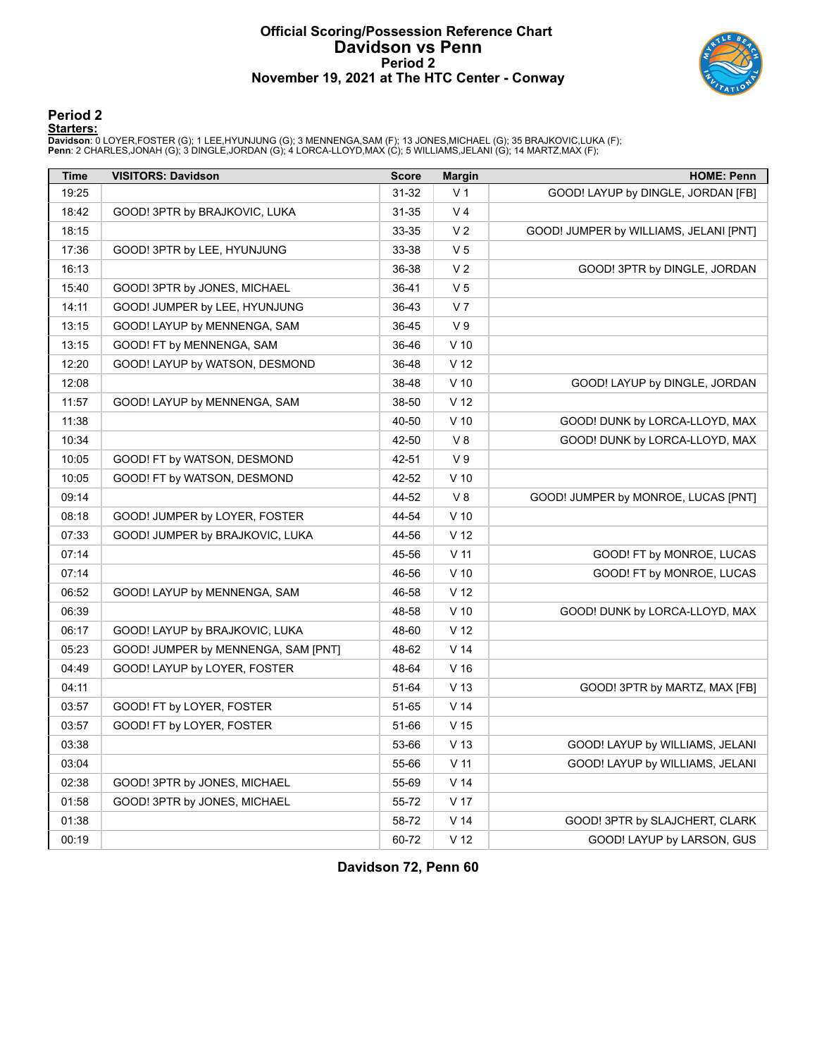# Official Scoring/Possession Reference Chart
# Davidson vs Penn
## Period 2
## November 19, 2021 at The HTC Center - Conway

### Period 2

**Starters:**

**Davidson**: 0 LOYER,FOSTER (G); 1 LEE,HYUNJUNG (G); 3 MENNENGA,SAM (F); 13 JONES,MICHAEL (G); 35 BRAJKOVIC,LUKA (F);
**Penn**: 2 CHARLES,JONAH (G); 3 DINGLE,JORDAN (G); 4 LORCA-LLOYD,MAX (C); 5 WILLIAMS,JELANI (G); 14 MARTZ,MAX (F);

| Time | VISITORS: Davidson | Score | Margin | HOME: Penn |
|---|---|---|---|---|
| 19:25 | | 31-32 | V 1 | GOOD! LAYUP by DINGLE, JORDAN [FB] |
| 18:42 | GOOD! 3PTR by BRAJKOVIC, LUKA | 31-35 | V 4 | |
| 18:15 | | 33-35 | V 2 | GOOD! JUMPER by WILLIAMS, JELANI [PNT] |
| 17:36 | GOOD! 3PTR by LEE, HYUNJUNG | 33-38 | V 5 | |
| 16:13 | | 36-38 | V 2 | GOOD! 3PTR by DINGLE, JORDAN |
| 15:40 | GOOD! 3PTR by JONES, MICHAEL | 36-41 | V 5 | |
| 14:11 | GOOD! JUMPER by LEE, HYUNJUNG | 36-43 | V 7 | |
| 13:15 | GOOD! LAYUP by MENNENGA, SAM | 36-45 | V 9 | |
| 13:15 | GOOD! FT by MENNENGA, SAM | 36-46 | V 10 | |
| 12:20 | GOOD! LAYUP by WATSON, DESMOND | 36-48 | V 12 | |
| 12:08 | | 38-48 | V 10 | GOOD! LAYUP by DINGLE, JORDAN |
| 11:57 | GOOD! LAYUP by MENNENGA, SAM | 38-50 | V 12 | |
| 11:38 | | 40-50 | V 10 | GOOD! DUNK by LORCA-LLOYD, MAX |
| 10:34 | | 42-50 | V 8 | GOOD! DUNK by LORCA-LLOYD, MAX |
| 10:05 | GOOD! FT by WATSON, DESMOND | 42-51 | V 9 | |
| 10:05 | GOOD! FT by WATSON, DESMOND | 42-52 | V 10 | |
| 09:14 | | 44-52 | V 8 | GOOD! JUMPER by MONROE, LUCAS [PNT] |
| 08:18 | GOOD! JUMPER by LOYER, FOSTER | 44-54 | V 10 | |
| 07:33 | GOOD! JUMPER by BRAJKOVIC, LUKA | 44-56 | V 12 | |
| 07:14 | | 45-56 | V 11 | GOOD! FT by MONROE, LUCAS |
| 07:14 | | 46-56 | V 10 | GOOD! FT by MONROE, LUCAS |
| 06:52 | GOOD! LAYUP by MENNENGA, SAM | 46-58 | V 12 | |
| 06:39 | | 48-58 | V 10 | GOOD! DUNK by LORCA-LLOYD, MAX |
| 06:17 | GOOD! LAYUP by BRAJKOVIC, LUKA | 48-60 | V 12 | |
| 05:23 | GOOD! JUMPER by MENNENGA, SAM [PNT] | 48-62 | V 14 | |
| 04:49 | GOOD! LAYUP by LOYER, FOSTER | 48-64 | V 16 | |
| 04:11 | | 51-64 | V 13 | GOOD! 3PTR by MARTZ, MAX [FB] |
| 03:57 | GOOD! FT by LOYER, FOSTER | 51-65 | V 14 | |
| 03:57 | GOOD! FT by LOYER, FOSTER | 51-66 | V 15 | |
| 03:38 | | 53-66 | V 13 | GOOD! LAYUP by WILLIAMS, JELANI |
| 03:04 | | 55-66 | V 11 | GOOD! LAYUP by WILLIAMS, JELANI |
| 02:38 | GOOD! 3PTR by JONES, MICHAEL | 55-69 | V 14 | |
| 01:58 | GOOD! 3PTR by JONES, MICHAEL | 55-72 | V 17 | |
| 01:38 | | 58-72 | V 14 | GOOD! 3PTR by SLAJCHERT, CLARK |
| 00:19 | | 60-72 | V 12 | GOOD! LAYUP by LARSON, GUS |

**Davidson 72, Penn 60**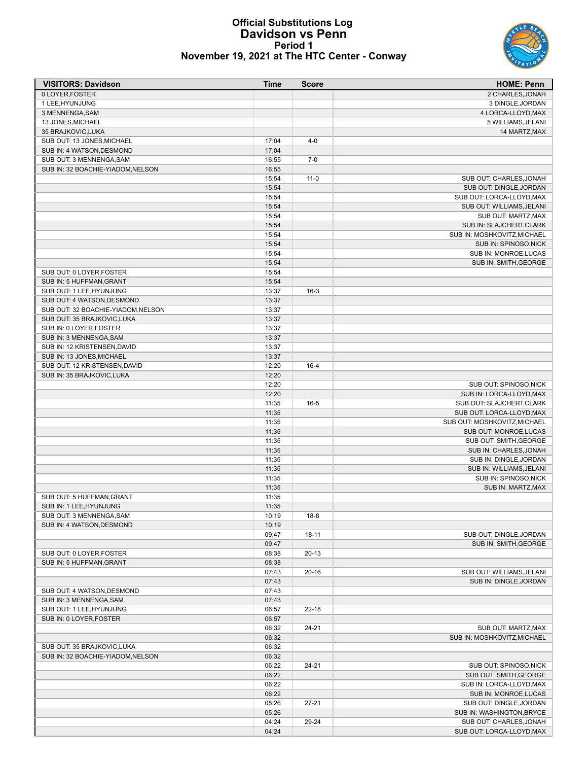# Official Substitutions Log
## Davidson vs Penn
### Period 1
### November 19, 2021 at The HTC Center - Conway

| VISITORS: Davidson | Time | Score | HOME: Penn |
|---|---|---|---|
| 0 LOYER,FOSTER | | | 2 CHARLES,JONAH |
| 1 LEE,HYUNJUNG | | | 3 DINGLE,JORDAN |
| 3 MENNENGA,SAM | | | 4 LORCA-LLOYD,MAX |
| 13 JONES,MICHAEL | | | 5 WILLIAMS,JELANI |
| 35 BRAJKOVIC,LUKA | | | 14 MARTZ,MAX |
| SUB OUT: 13 JONES,MICHAEL | 17:04 | 4-0 | |
| SUB IN: 4 WATSON,DESMOND | 17:04 | | |
| SUB OUT: 3 MENNENGA,SAM | 16:55 | 7-0 | |
| SUB IN: 32 BOACHIE-YIADOM,NELSON | 16:55 | | |
| | 15:54 | 11-0 | SUB OUT: CHARLES,JONAH |
| | 15:54 | | SUB OUT: DINGLE,JORDAN |
| | 15:54 | | SUB OUT: LORCA-LLOYD,MAX |
| | 15:54 | | SUB OUT: WILLIAMS,JELANI |
| | 15:54 | | SUB OUT: MARTZ,MAX |
| | 15:54 | | SUB IN: SLAJCHERT,CLARK |
| | 15:54 | | SUB IN: MOSHKOVITZ,MICHAEL |
| | 15:54 | | SUB IN: SPINOSO,NICK |
| | 15:54 | | SUB IN: MONROE,LUCAS |
| | 15:54 | | SUB IN: SMITH,GEORGE |
| SUB OUT: 0 LOYER,FOSTER | 15:54 | | |
| SUB IN: 5 HUFFMAN,GRANT | 15:54 | | |
| SUB OUT: 1 LEE,HYUNJUNG | 13:37 | 16-3 | |
| SUB OUT: 4 WATSON,DESMOND | 13:37 | | |
| SUB OUT: 32 BOACHIE-YIADOM,NELSON | 13:37 | | |
| SUB OUT: 35 BRAJKOVIC,LUKA | 13:37 | | |
| SUB IN: 0 LOYER,FOSTER | 13:37 | | |
| SUB IN: 3 MENNENGA,SAM | 13:37 | | |
| SUB IN: 12 KRISTENSEN,DAVID | 13:37 | | |
| SUB IN: 13 JONES,MICHAEL | 13:37 | | |
| SUB OUT: 12 KRISTENSEN,DAVID | 12:20 | 16-4 | |
| SUB IN: 35 BRAJKOVIC,LUKA | 12:20 | | |
| | 12:20 | | SUB OUT: SPINOSO,NICK |
| | 12:20 | | SUB IN: LORCA-LLOYD,MAX |
| | 11:35 | 16-5 | SUB OUT: SLAJCHERT,CLARK |
| | 11:35 | | SUB OUT: LORCA-LLOYD,MAX |
| | 11:35 | | SUB OUT: MOSHKOVITZ,MICHAEL |
| | 11:35 | | SUB OUT: MONROE,LUCAS |
| | 11:35 | | SUB OUT: SMITH,GEORGE |
| | 11:35 | | SUB IN: CHARLES,JONAH |
| | 11:35 | | SUB IN: DINGLE,JORDAN |
| | 11:35 | | SUB IN: WILLIAMS,JELANI |
| | 11:35 | | SUB IN: SPINOSO,NICK |
| | 11:35 | | SUB IN: MARTZ,MAX |
| SUB OUT: 5 HUFFMAN,GRANT | 11:35 | | |
| SUB IN: 1 LEE,HYUNJUNG | 11:35 | | |
| SUB OUT: 3 MENNENGA,SAM | 10:19 | 18-8 | |
| SUB IN: 4 WATSON,DESMOND | 10:19 | | |
| | 09:47 | 18-11 | SUB OUT: DINGLE,JORDAN |
| | 09:47 | | SUB IN: SMITH,GEORGE |
| SUB OUT: 0 LOYER,FOSTER | 08:38 | 20-13 | |
| SUB IN: 5 HUFFMAN,GRANT | 08:38 | | |
| | 07:43 | 20-16 | SUB OUT: WILLIAMS,JELANI |
| | 07:43 | | SUB IN: DINGLE,JORDAN |
| SUB OUT: 4 WATSON,DESMOND | 07:43 | | |
| SUB IN: 3 MENNENGA,SAM | 07:43 | | |
| SUB OUT: 1 LEE,HYUNJUNG | 06:57 | 22-18 | |
| SUB IN: 0 LOYER,FOSTER | 06:57 | | |
| | 06:32 | 24-21 | SUB OUT: MARTZ,MAX |
| | 06:32 | | SUB IN: MOSHKOVITZ,MICHAEL |
| SUB OUT: 35 BRAJKOVIC,LUKA | 06:32 | | |
| SUB IN: 32 BOACHIE-YIADOM,NELSON | 06:32 | | |
| | 06:22 | 24-21 | SUB OUT: SPINOSO,NICK |
| | 06:22 | | SUB OUT: SMITH,GEORGE |
| | 06:22 | | SUB IN: LORCA-LLOYD,MAX |
| | 06:22 | | SUB IN: MONROE,LUCAS |
| | 05:26 | 27-21 | SUB OUT: DINGLE,JORDAN |
| | 05:26 | | SUB IN: WASHINGTON,BRYCE |
| | 04:24 | 29-24 | SUB OUT: CHARLES,JONAH |
| | 04:24 | | SUB OUT: LORCA-LLOYD,MAX |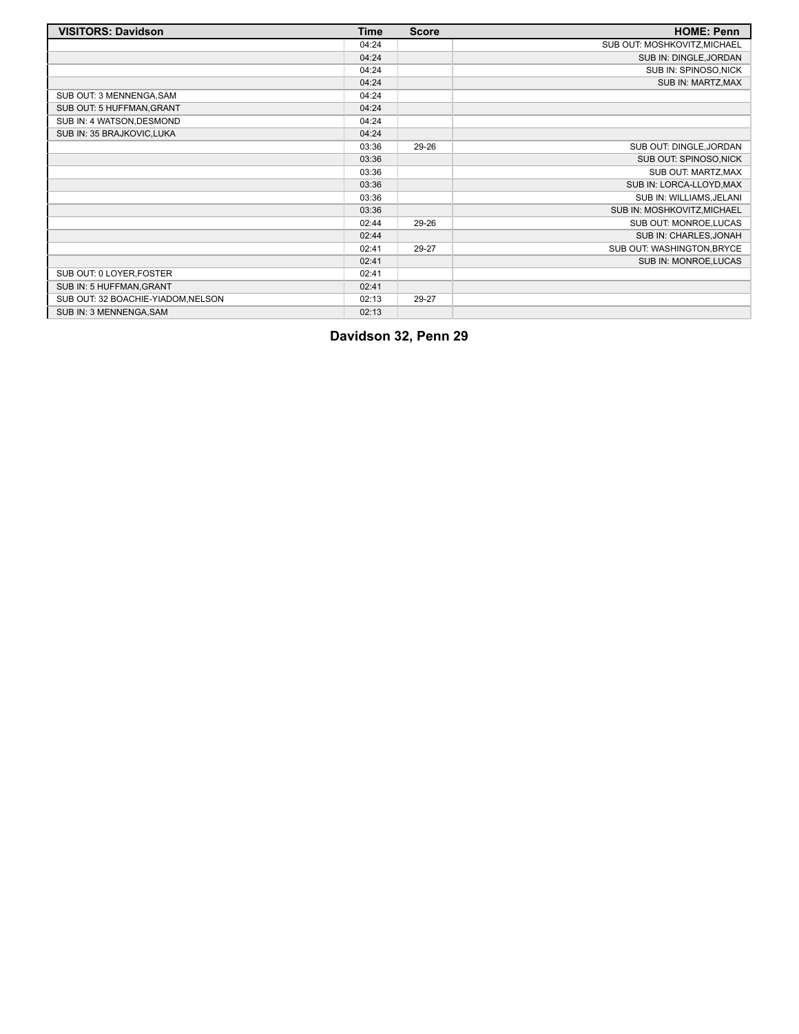| VISITORS: Davidson | Time | Score | HOME: Penn |
| --- | --- | --- | --- |
| | 04:24 | | SUB OUT: MOSHKOVITZ,MICHAEL |
| | 04:24 | | SUB IN: DINGLE,JORDAN |
| | 04:24 | | SUB IN: SPINOSO,NICK |
| | 04:24 | | SUB IN: MARTZ,MAX |
| SUB OUT: 3 MENNENGA,SAM | 04:24 | | |
| SUB OUT: 5 HUFFMAN,GRANT | 04:24 | | |
| SUB IN: 4 WATSON,DESMOND | 04:24 | | |
| SUB IN: 35 BRAJKOVIC,LUKA | 04:24 | | |
| | 03:36 | 29-26 | SUB OUT: DINGLE,JORDAN |
| | 03:36 | | SUB OUT: SPINOSO,NICK |
| | 03:36 | | SUB OUT: MARTZ,MAX |
| | 03:36 | | SUB IN: LORCA-LLOYD,MAX |
| | 03:36 | | SUB IN: WILLIAMS,JELANI |
| | 03:36 | | SUB IN: MOSHKOVITZ,MICHAEL |
| | 02:44 | 29-26 | SUB OUT: MONROE,LUCAS |
| | 02:44 | | SUB IN: CHARLES,JONAH |
| | 02:41 | 29-27 | SUB OUT: WASHINGTON,BRYCE |
| | 02:41 | | SUB IN: MONROE,LUCAS |
| SUB OUT: 0 LOYER,FOSTER | 02:41 | | |
| SUB IN: 5 HUFFMAN,GRANT | 02:41 | | |
| SUB OUT: 32 BOACHIE-YIADOM,NELSON | 02:13 | 29-27 | |
| SUB IN: 3 MENNENGA,SAM | 02:13 | | |

**Davidson 32, Penn 29**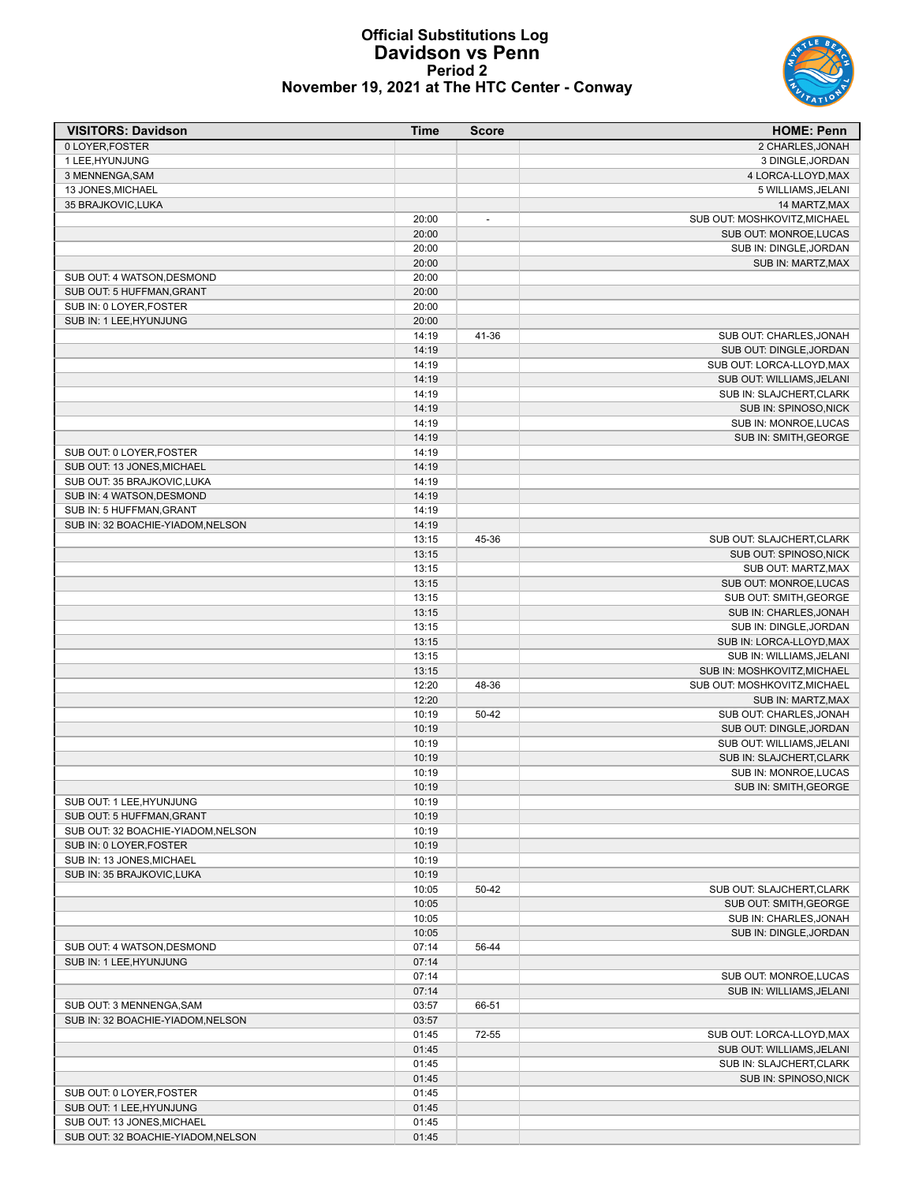# Official Substitutions Log
## Davidson vs Penn
### Period 2
### November 19, 2021 at The HTC Center - Conway

| VISITORS: Davidson | Time | Score | HOME: Penn |
|---|---|---|---|
| 0 LOYER,FOSTER | | | 2 CHARLES,JONAH |
| 1 LEE,HYUNJUNG | | | 3 DINGLE,JORDAN |
| 3 MENNENGA,SAM | | | 4 LORCA-LLOYD,MAX |
| 13 JONES,MICHAEL | | | 5 WILLIAMS,JELANI |
| 35 BRAJKOVIC,LUKA | | | 14 MARTZ,MAX |
| | 20:00 | - | SUB OUT: MOSHKOVITZ,MICHAEL |
| | 20:00 | | SUB OUT: MONROE,LUCAS |
| | 20:00 | | SUB IN: DINGLE,JORDAN |
| | 20:00 | | SUB IN: MARTZ,MAX |
| SUB OUT: 4 WATSON,DESMOND | 20:00 | | |
| SUB OUT: 5 HUFFMAN,GRANT | 20:00 | | |
| SUB IN: 0 LOYER,FOSTER | 20:00 | | |
| SUB IN: 1 LEE,HYUNJUNG | 20:00 | | |
| | 14:19 | 41-36 | SUB OUT: CHARLES,JONAH |
| | 14:19 | | SUB OUT: DINGLE,JORDAN |
| | 14:19 | | SUB OUT: LORCA-LLOYD,MAX |
| | 14:19 | | SUB OUT: WILLIAMS,JELANI |
| | 14:19 | | SUB IN: SLAJCHERT,CLARK |
| | 14:19 | | SUB IN: SPINOSO,NICK |
| | 14:19 | | SUB IN: MONROE,LUCAS |
| | 14:19 | | SUB IN: SMITH,GEORGE |
| SUB OUT: 0 LOYER,FOSTER | 14:19 | | |
| SUB OUT: 13 JONES,MICHAEL | 14:19 | | |
| SUB OUT: 35 BRAJKOVIC,LUKA | 14:19 | | |
| SUB IN: 4 WATSON,DESMOND | 14:19 | | |
| SUB IN: 5 HUFFMAN,GRANT | 14:19 | | |
| SUB IN: 32 BOACHIE-YIADOM,NELSON | 14:19 | | |
| | 13:15 | 45-36 | SUB OUT: SLAJCHERT,CLARK |
| | 13:15 | | SUB OUT: SPINOSO,NICK |
| | 13:15 | | SUB OUT: MARTZ,MAX |
| | 13:15 | | SUB OUT: MONROE,LUCAS |
| | 13:15 | | SUB OUT: SMITH,GEORGE |
| | 13:15 | | SUB IN: CHARLES,JONAH |
| | 13:15 | | SUB IN: DINGLE,JORDAN |
| | 13:15 | | SUB IN: LORCA-LLOYD,MAX |
| | 13:15 | | SUB IN: WILLIAMS,JELANI |
| | 13:15 | | SUB IN: MOSHKOVITZ,MICHAEL |
| | 12:20 | 48-36 | SUB OUT: MOSHKOVITZ,MICHAEL |
| | 12:20 | | SUB IN: MARTZ,MAX |
| | 10:19 | 50-42 | SUB OUT: CHARLES,JONAH |
| | 10:19 | | SUB OUT: DINGLE,JORDAN |
| | 10:19 | | SUB OUT: WILLIAMS,JELANI |
| | 10:19 | | SUB IN: SLAJCHERT,CLARK |
| | 10:19 | | SUB IN: MONROE,LUCAS |
| | 10:19 | | SUB IN: SMITH,GEORGE |
| SUB OUT: 1 LEE,HYUNJUNG | 10:19 | | |
| SUB OUT: 5 HUFFMAN,GRANT | 10:19 | | |
| SUB OUT: 32 BOACHIE-YIADOM,NELSON | 10:19 | | |
| SUB IN: 0 LOYER,FOSTER | 10:19 | | |
| SUB IN: 13 JONES,MICHAEL | 10:19 | | |
| SUB IN: 35 BRAJKOVIC,LUKA | 10:19 | | |
| | 10:05 | 50-42 | SUB OUT: SLAJCHERT,CLARK |
| | 10:05 | | SUB OUT: SMITH,GEORGE |
| | 10:05 | | SUB IN: CHARLES,JONAH |
| | 10:05 | | SUB IN: DINGLE,JORDAN |
| SUB OUT: 4 WATSON,DESMOND | 07:14 | 56-44 | |
| SUB IN: 1 LEE,HYUNJUNG | 07:14 | | |
| | 07:14 | | SUB OUT: MONROE,LUCAS |
| | 07:14 | | SUB IN: WILLIAMS,JELANI |
| SUB OUT: 3 MENNENGA,SAM | 03:57 | 66-51 | |
| SUB IN: 32 BOACHIE-YIADOM,NELSON | 03:57 | | |
| | 01:45 | 72-55 | SUB OUT: LORCA-LLOYD,MAX |
| | 01:45 | | SUB OUT: WILLIAMS,JELANI |
| | 01:45 | | SUB IN: SLAJCHERT,CLARK |
| | 01:45 | | SUB IN: SPINOSO,NICK |
| SUB OUT: 0 LOYER,FOSTER | 01:45 | | |
| SUB OUT: 1 LEE,HYUNJUNG | 01:45 | | |
| SUB OUT: 13 JONES,MICHAEL | 01:45 | | |
| SUB OUT: 32 BOACHIE-YIADOM,NELSON | 01:45 | | |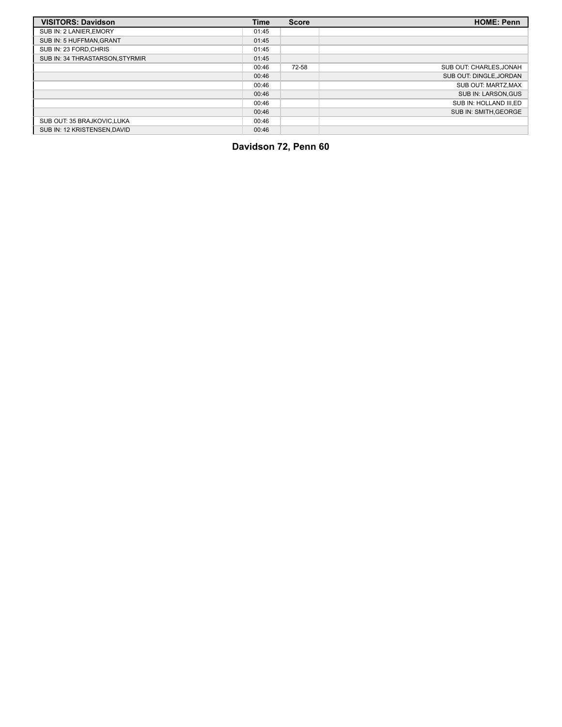| VISITORS: Davidson | Time | Score | HOME: Penn |
| --- | --- | --- | --- |
| SUB IN: 2 LANIER,EMORY | 01:45 | | |
| SUB IN: 5 HUFFMAN,GRANT | 01:45 | | |
| SUB IN: 23 FORD,CHRIS | 01:45 | | |
| SUB IN: 34 THRASTARSON,STYRMIR | 01:45 | | |
| | 00:46 | 72-58 | SUB OUT: CHARLES,JONAH |
| | 00:46 | | SUB OUT: DINGLE,JORDAN |
| | 00:46 | | SUB OUT: MARTZ,MAX |
| | 00:46 | | SUB IN: LARSON,GUS |
| | 00:46 | | SUB IN: HOLLAND III,ED |
| | 00:46 | | SUB IN: SMITH,GEORGE |
| SUB OUT: 35 BRAJKOVIC,LUKA | 00:46 | | |
| SUB IN: 12 KRISTENSEN,DAVID | 00:46 | | |

**Davidson 72, Penn 60**